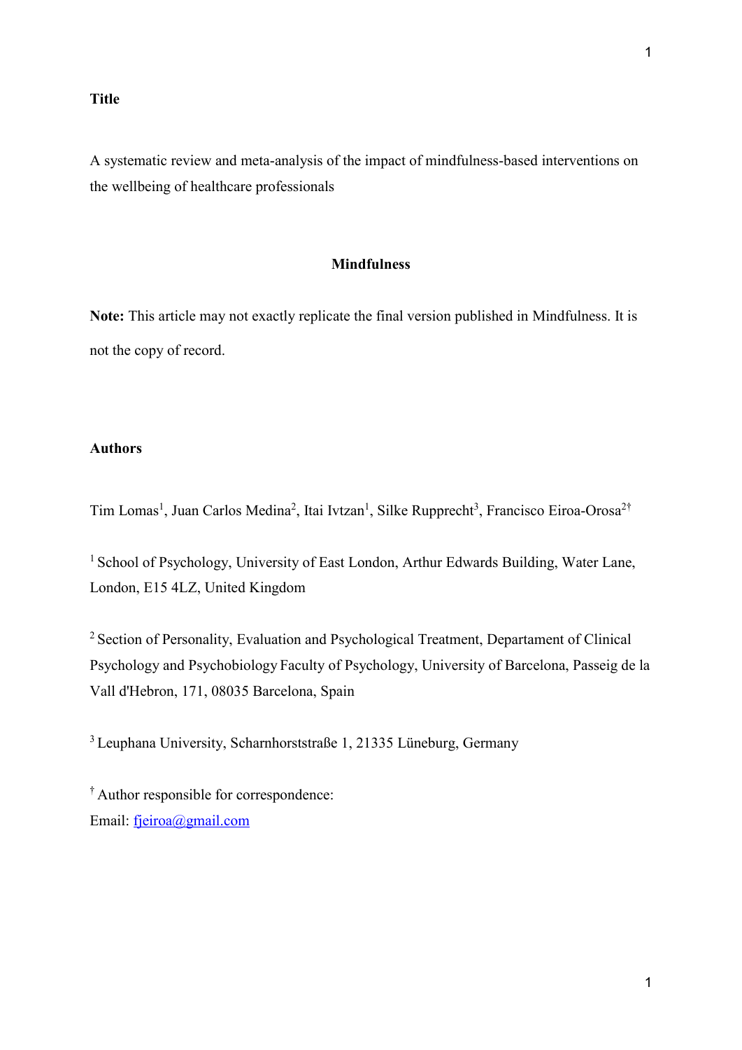**Title**

A systematic review and meta-analysis of the impact of mindfulness-based interventions on the wellbeing of healthcare professionals

**Mindfulness**

**Note:** This article may not exactly replicate the final version published in Mindfulness. It is not the copy of record.

**Authors**

Tim Lomas[1], Juan Carlos Medina[2], Itai Ivtzan[1], Silke Rupprecht[3], Francisco Eiroa-Orosa[2†]

[1] School of Psychology, University of East London, Arthur Edwards Building, Water Lane, London, E15 4LZ, United Kingdom

[2] Section of Personality, Evaluation and Psychological Treatment, Departament of Clinical Psychology and Psychobiology Faculty of Psychology, University of Barcelona, Passeig de la Vall d'Hebron, 171, 08035 Barcelona, Spain

[3] Leuphana University, Scharnhorststraße 1, 21335 Lüneburg, Germany

[†] Author responsible for correspondence:
Email: fjeiroa@gmail.com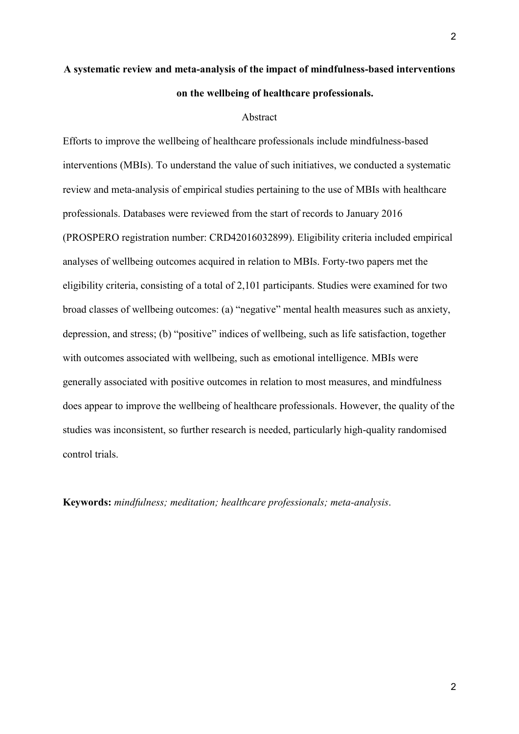# A systematic review and meta-analysis of the impact of mindfulness-based interventions on the wellbeing of healthcare professionals.

## Abstract

Efforts to improve the wellbeing of healthcare professionals include mindfulness-based interventions (MBIs). To understand the value of such initiatives, we conducted a systematic review and meta-analysis of empirical studies pertaining to the use of MBIs with healthcare professionals. Databases were reviewed from the start of records to January 2016 (PROSPERO registration number: CRD42016032899). Eligibility criteria included empirical analyses of wellbeing outcomes acquired in relation to MBIs. Forty-two papers met the eligibility criteria, consisting of a total of 2,101 participants. Studies were examined for two broad classes of wellbeing outcomes: (a) "negative" mental health measures such as anxiety, depression, and stress; (b) "positive" indices of wellbeing, such as life satisfaction, together with outcomes associated with wellbeing, such as emotional intelligence. MBIs were generally associated with positive outcomes in relation to most measures, and mindfulness does appear to improve the wellbeing of healthcare professionals. However, the quality of the studies was inconsistent, so further research is needed, particularly high-quality randomised control trials.

**Keywords:** *mindfulness; meditation; healthcare professionals; meta-analysis*.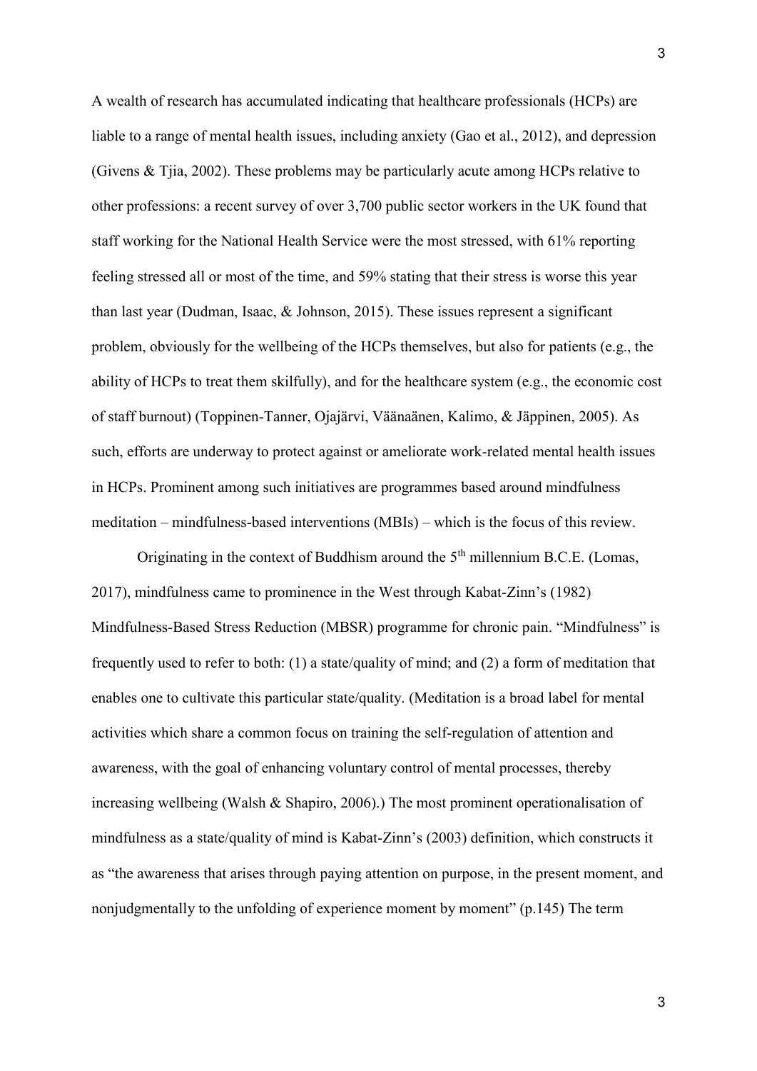A wealth of research has accumulated indicating that healthcare professionals (HCPs) are liable to a range of mental health issues, including anxiety (Gao et al., 2012), and depression (Givens & Tjia, 2002). These problems may be particularly acute among HCPs relative to other professions: a recent survey of over 3,700 public sector workers in the UK found that staff working for the National Health Service were the most stressed, with 61% reporting feeling stressed all or most of the time, and 59% stating that their stress is worse this year than last year (Dudman, Isaac, & Johnson, 2015). These issues represent a significant problem, obviously for the wellbeing of the HCPs themselves, but also for patients (e.g., the ability of HCPs to treat them skilfully), and for the healthcare system (e.g., the economic cost of staff burnout) (Toppinen-Tanner, Ojajärvi, Väänaänen, Kalimo, & Jäppinen, 2005). As such, efforts are underway to protect against or ameliorate work-related mental health issues in HCPs. Prominent among such initiatives are programmes based around mindfulness meditation – mindfulness-based interventions (MBIs) – which is the focus of this review.

Originating in the context of Buddhism around the 5th millennium B.C.E. (Lomas, 2017), mindfulness came to prominence in the West through Kabat-Zinn's (1982) Mindfulness-Based Stress Reduction (MBSR) programme for chronic pain. "Mindfulness" is frequently used to refer to both: (1) a state/quality of mind; and (2) a form of meditation that enables one to cultivate this particular state/quality. (Meditation is a broad label for mental activities which share a common focus on training the self-regulation of attention and awareness, with the goal of enhancing voluntary control of mental processes, thereby increasing wellbeing (Walsh & Shapiro, 2006).) The most prominent operationalisation of mindfulness as a state/quality of mind is Kabat-Zinn's (2003) definition, which constructs it as "the awareness that arises through paying attention on purpose, in the present moment, and nonjudgmentally to the unfolding of experience moment by moment" (p.145) The term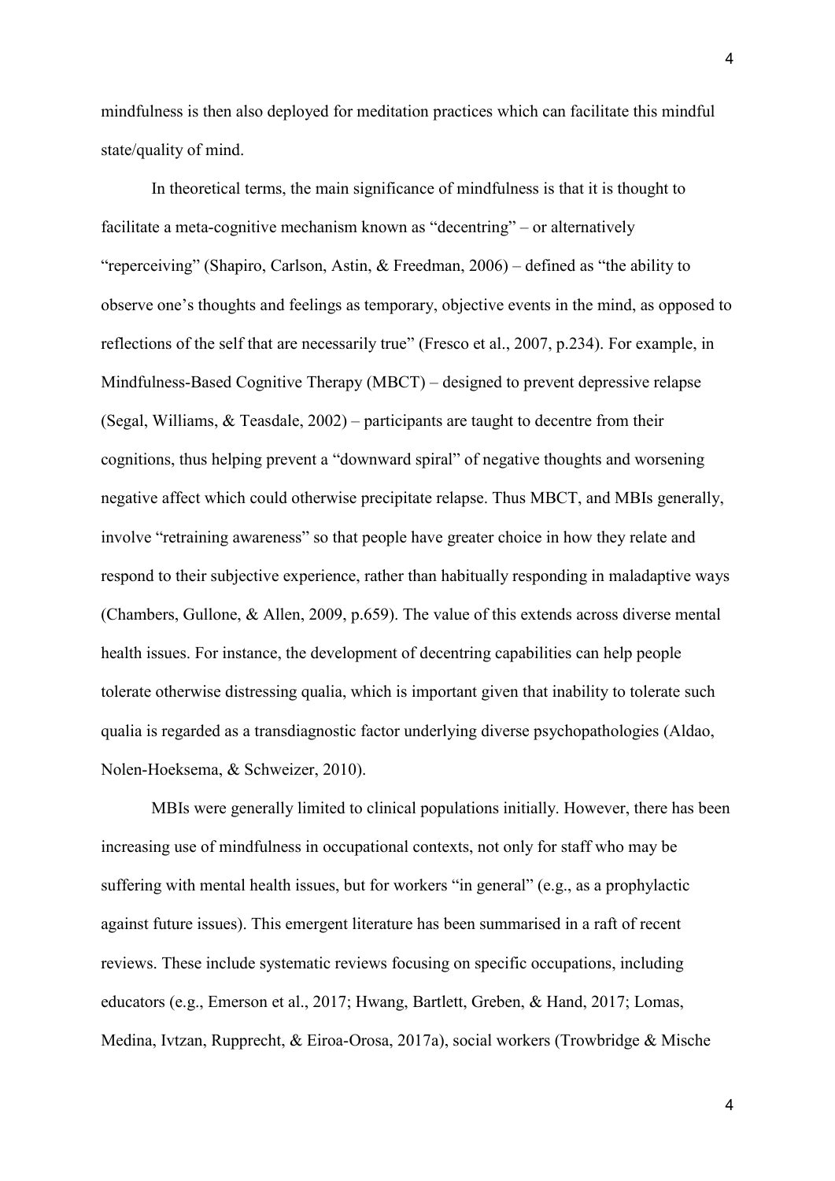mindfulness is then also deployed for meditation practices which can facilitate this mindful state/quality of mind.

In theoretical terms, the main significance of mindfulness is that it is thought to facilitate a meta-cognitive mechanism known as "decentring" – or alternatively "reperceiving" (Shapiro, Carlson, Astin, & Freedman, 2006) – defined as "the ability to observe one's thoughts and feelings as temporary, objective events in the mind, as opposed to reflections of the self that are necessarily true" (Fresco et al., 2007, p.234). For example, in Mindfulness-Based Cognitive Therapy (MBCT) – designed to prevent depressive relapse (Segal, Williams, & Teasdale, 2002) – participants are taught to decentre from their cognitions, thus helping prevent a "downward spiral" of negative thoughts and worsening negative affect which could otherwise precipitate relapse. Thus MBCT, and MBIs generally, involve "retraining awareness" so that people have greater choice in how they relate and respond to their subjective experience, rather than habitually responding in maladaptive ways (Chambers, Gullone, & Allen, 2009, p.659). The value of this extends across diverse mental health issues. For instance, the development of decentring capabilities can help people tolerate otherwise distressing qualia, which is important given that inability to tolerate such qualia is regarded as a transdiagnostic factor underlying diverse psychopathologies (Aldao, Nolen-Hoeksema, & Schweizer, 2010).

MBIs were generally limited to clinical populations initially. However, there has been increasing use of mindfulness in occupational contexts, not only for staff who may be suffering with mental health issues, but for workers "in general" (e.g., as a prophylactic against future issues). This emergent literature has been summarised in a raft of recent reviews. These include systematic reviews focusing on specific occupations, including educators (e.g., Emerson et al., 2017; Hwang, Bartlett, Greben, & Hand, 2017; Lomas, Medina, Ivtzan, Rupprecht, & Eiroa-Orosa, 2017a), social workers (Trowbridge & Mische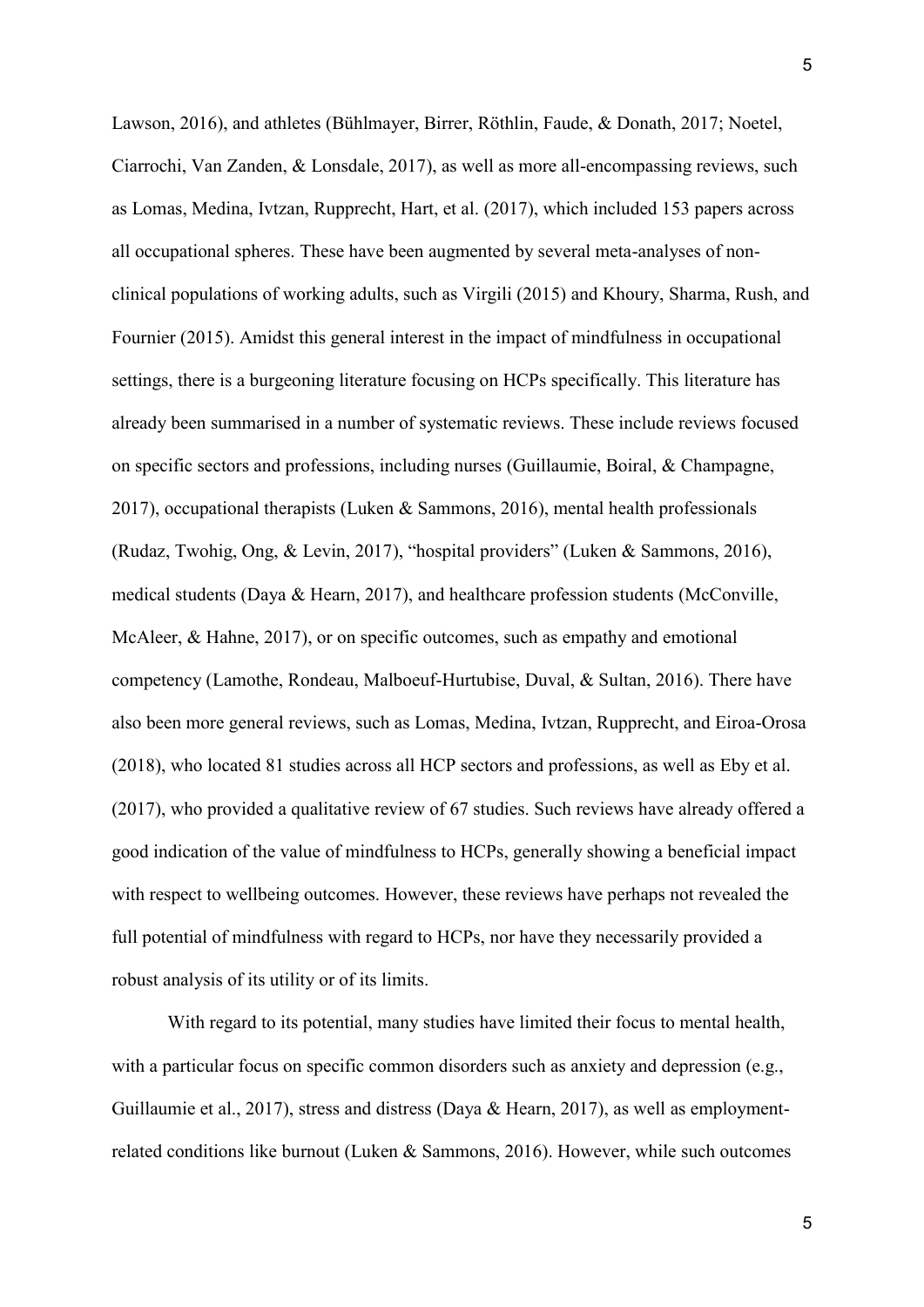Lawson, 2016), and athletes (Bühlmayer, Birrer, Röthlin, Faude, & Donath, 2017; Noetel, Ciarrochi, Van Zanden, & Lonsdale, 2017), as well as more all-encompassing reviews, such as Lomas, Medina, Ivtzan, Rupprecht, Hart, et al. (2017), which included 153 papers across all occupational spheres. These have been augmented by several meta-analyses of non-clinical populations of working adults, such as Virgili (2015) and Khoury, Sharma, Rush, and Fournier (2015). Amidst this general interest in the impact of mindfulness in occupational settings, there is a burgeoning literature focusing on HCPs specifically. This literature has already been summarised in a number of systematic reviews. These include reviews focused on specific sectors and professions, including nurses (Guillaumie, Boiral, & Champagne, 2017), occupational therapists (Luken & Sammons, 2016), mental health professionals (Rudaz, Twohig, Ong, & Levin, 2017), "hospital providers" (Luken & Sammons, 2016), medical students (Daya & Hearn, 2017), and healthcare profession students (McConville, McAleer, & Hahne, 2017), or on specific outcomes, such as empathy and emotional competency (Lamothe, Rondeau, Malboeuf-Hurtubise, Duval, & Sultan, 2016). There have also been more general reviews, such as Lomas, Medina, Ivtzan, Rupprecht, and Eiroa-Orosa (2018), who located 81 studies across all HCP sectors and professions, as well as Eby et al. (2017), who provided a qualitative review of 67 studies. Such reviews have already offered a good indication of the value of mindfulness to HCPs, generally showing a beneficial impact with respect to wellbeing outcomes. However, these reviews have perhaps not revealed the full potential of mindfulness with regard to HCPs, nor have they necessarily provided a robust analysis of its utility or of its limits.

With regard to its potential, many studies have limited their focus to mental health, with a particular focus on specific common disorders such as anxiety and depression (e.g., Guillaumie et al., 2017), stress and distress (Daya & Hearn, 2017), as well as employment-related conditions like burnout (Luken & Sammons, 2016). However, while such outcomes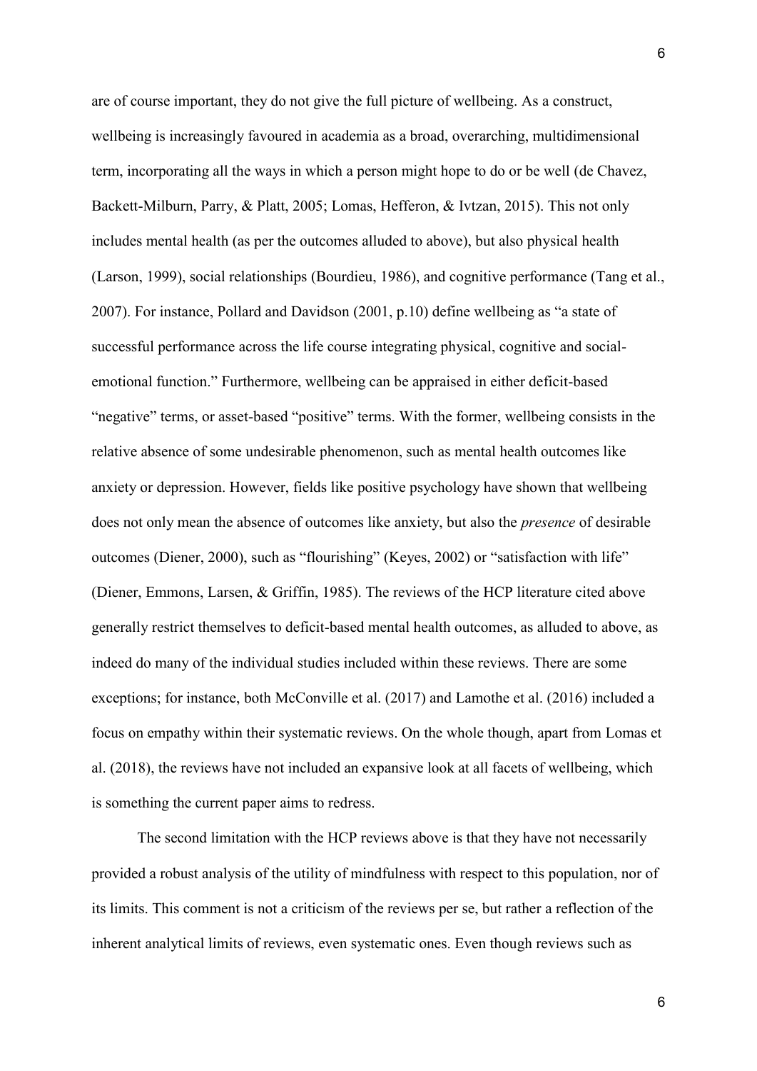are of course important, they do not give the full picture of wellbeing. As a construct, wellbeing is increasingly favoured in academia as a broad, overarching, multidimensional term, incorporating all the ways in which a person might hope to do or be well (de Chavez, Backett-Milburn, Parry, & Platt, 2005; Lomas, Hefferon, & Ivtzan, 2015). This not only includes mental health (as per the outcomes alluded to above), but also physical health (Larson, 1999), social relationships (Bourdieu, 1986), and cognitive performance (Tang et al., 2007). For instance, Pollard and Davidson (2001, p.10) define wellbeing as "a state of successful performance across the life course integrating physical, cognitive and social-emotional function." Furthermore, wellbeing can be appraised in either deficit-based "negative" terms, or asset-based "positive" terms. With the former, wellbeing consists in the relative absence of some undesirable phenomenon, such as mental health outcomes like anxiety or depression. However, fields like positive psychology have shown that wellbeing does not only mean the absence of outcomes like anxiety, but also the *presence* of desirable outcomes (Diener, 2000), such as "flourishing" (Keyes, 2002) or "satisfaction with life" (Diener, Emmons, Larsen, & Griffin, 1985). The reviews of the HCP literature cited above generally restrict themselves to deficit-based mental health outcomes, as alluded to above, as indeed do many of the individual studies included within these reviews. There are some exceptions; for instance, both McConville et al. (2017) and Lamothe et al. (2016) included a focus on empathy within their systematic reviews. On the whole though, apart from Lomas et al. (2018), the reviews have not included an expansive look at all facets of wellbeing, which is something the current paper aims to redress.

The second limitation with the HCP reviews above is that they have not necessarily provided a robust analysis of the utility of mindfulness with respect to this population, nor of its limits. This comment is not a criticism of the reviews per se, but rather a reflection of the inherent analytical limits of reviews, even systematic ones. Even though reviews such as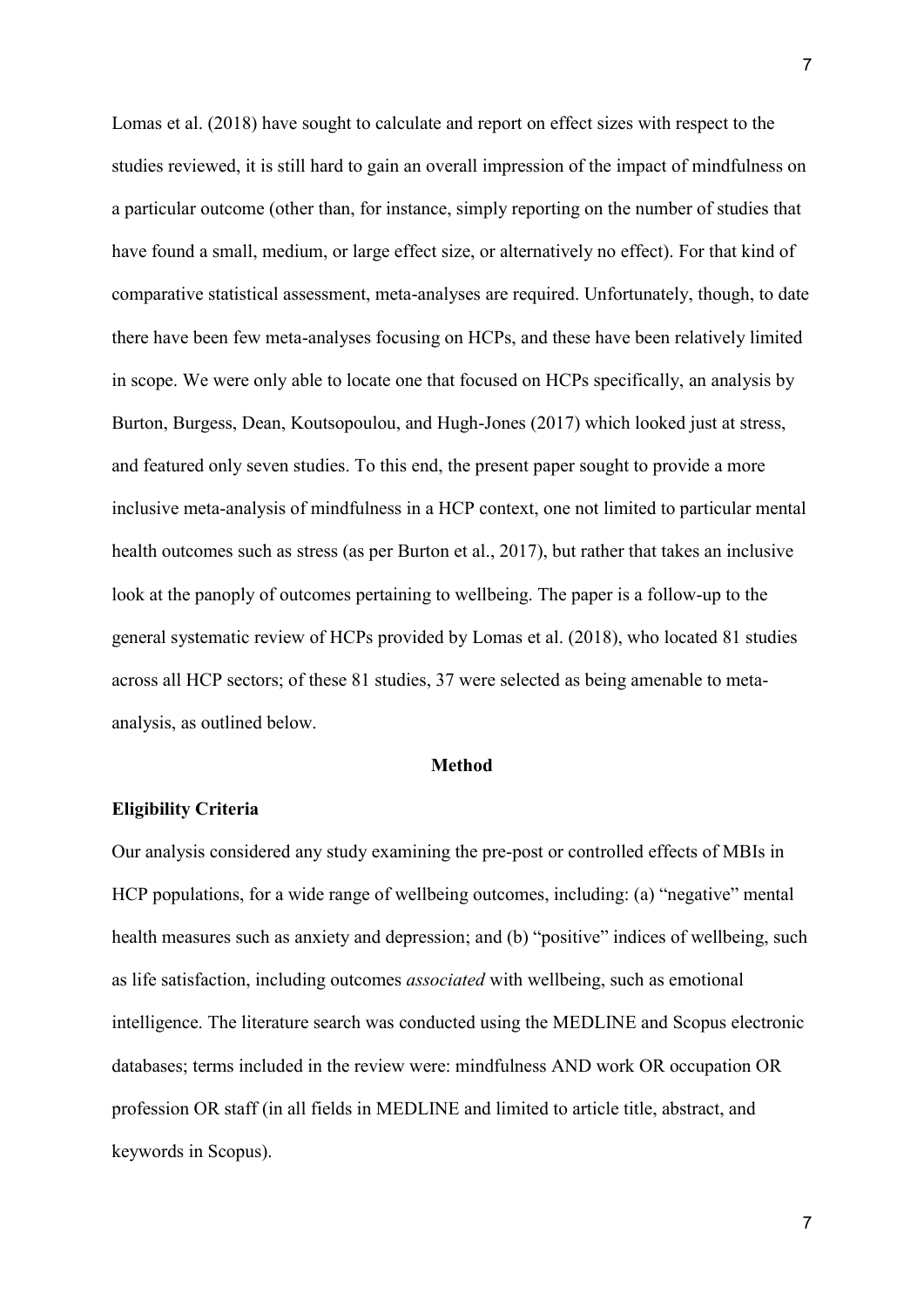Lomas et al. (2018) have sought to calculate and report on effect sizes with respect to the studies reviewed, it is still hard to gain an overall impression of the impact of mindfulness on a particular outcome (other than, for instance, simply reporting on the number of studies that have found a small, medium, or large effect size, or alternatively no effect). For that kind of comparative statistical assessment, meta-analyses are required. Unfortunately, though, to date there have been few meta-analyses focusing on HCPs, and these have been relatively limited in scope. We were only able to locate one that focused on HCPs specifically, an analysis by Burton, Burgess, Dean, Koutsopoulou, and Hugh-Jones (2017) which looked just at stress, and featured only seven studies. To this end, the present paper sought to provide a more inclusive meta-analysis of mindfulness in a HCP context, one not limited to particular mental health outcomes such as stress (as per Burton et al., 2017), but rather that takes an inclusive look at the panoply of outcomes pertaining to wellbeing. The paper is a follow-up to the general systematic review of HCPs provided by Lomas et al. (2018), who located 81 studies across all HCP sectors; of these 81 studies, 37 were selected as being amenable to meta-analysis, as outlined below.

## Method

### Eligibility Criteria

Our analysis considered any study examining the pre-post or controlled effects of MBIs in HCP populations, for a wide range of wellbeing outcomes, including: (a) "negative" mental health measures such as anxiety and depression; and (b) "positive" indices of wellbeing, such as life satisfaction, including outcomes *associated* with wellbeing, such as emotional intelligence. The literature search was conducted using the MEDLINE and Scopus electronic databases; terms included in the review were: mindfulness AND work OR occupation OR profession OR staff (in all fields in MEDLINE and limited to article title, abstract, and keywords in Scopus).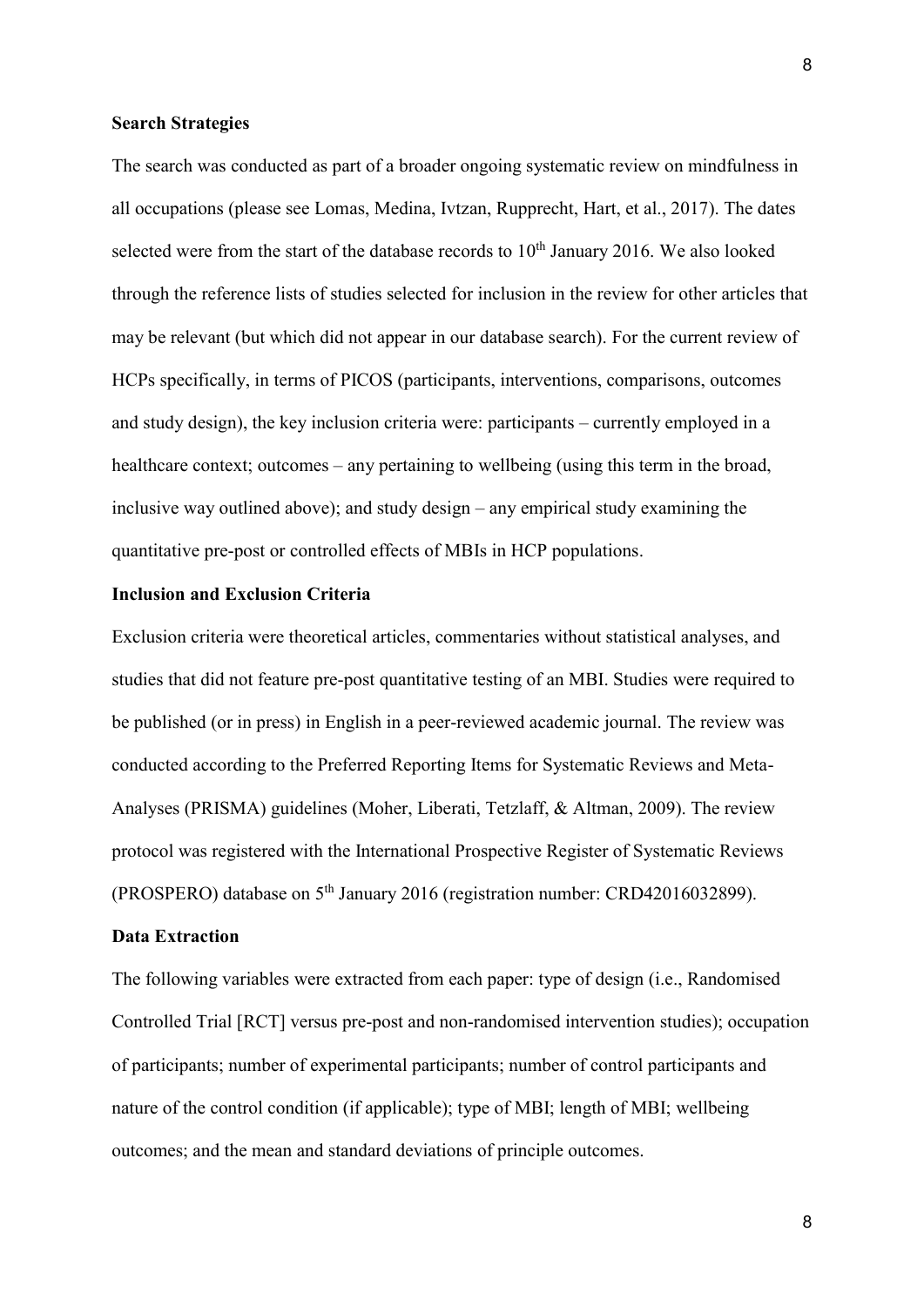**Search Strategies**

The search was conducted as part of a broader ongoing systematic review on mindfulness in all occupations (please see Lomas, Medina, Ivtzan, Rupprecht, Hart, et al., 2017). The dates selected were from the start of the database records to 10th January 2016. We also looked through the reference lists of studies selected for inclusion in the review for other articles that may be relevant (but which did not appear in our database search). For the current review of HCPs specifically, in terms of PICOS (participants, interventions, comparisons, outcomes and study design), the key inclusion criteria were: participants – currently employed in a healthcare context; outcomes – any pertaining to wellbeing (using this term in the broad, inclusive way outlined above); and study design – any empirical study examining the quantitative pre-post or controlled effects of MBIs in HCP populations.

**Inclusion and Exclusion Criteria**

Exclusion criteria were theoretical articles, commentaries without statistical analyses, and studies that did not feature pre-post quantitative testing of an MBI. Studies were required to be published (or in press) in English in a peer-reviewed academic journal. The review was conducted according to the Preferred Reporting Items for Systematic Reviews and Meta-Analyses (PRISMA) guidelines (Moher, Liberati, Tetzlaff, & Altman, 2009). The review protocol was registered with the International Prospective Register of Systematic Reviews (PROSPERO) database on 5th January 2016 (registration number: CRD42016032899).

**Data Extraction**

The following variables were extracted from each paper: type of design (i.e., Randomised Controlled Trial [RCT] versus pre-post and non-randomised intervention studies); occupation of participants; number of experimental participants; number of control participants and nature of the control condition (if applicable); type of MBI; length of MBI; wellbeing outcomes; and the mean and standard deviations of principle outcomes.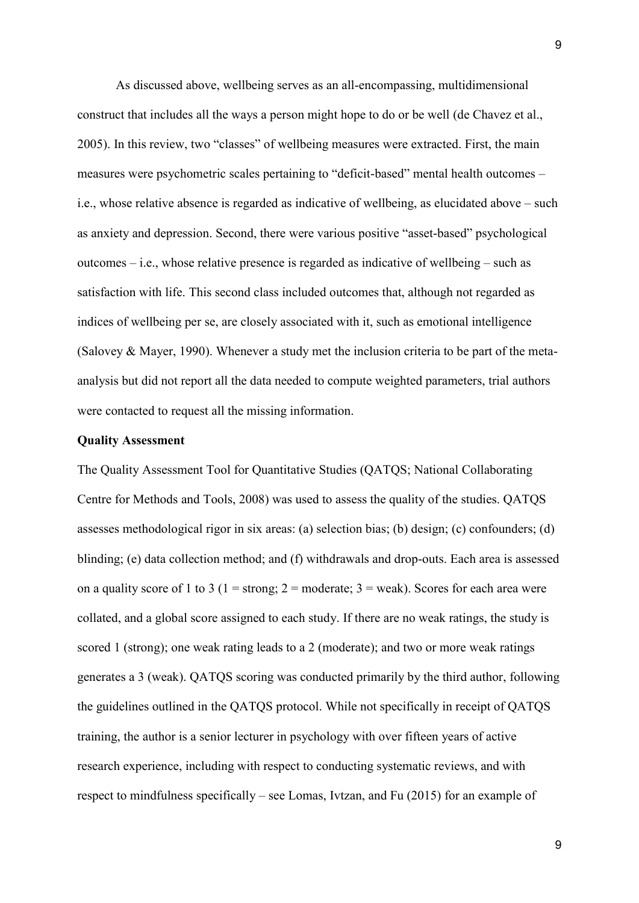As discussed above, wellbeing serves as an all-encompassing, multidimensional construct that includes all the ways a person might hope to do or be well (de Chavez et al., 2005). In this review, two "classes" of wellbeing measures were extracted. First, the main measures were psychometric scales pertaining to "deficit-based" mental health outcomes – i.e., whose relative absence is regarded as indicative of wellbeing, as elucidated above – such as anxiety and depression. Second, there were various positive "asset-based" psychological outcomes – i.e., whose relative presence is regarded as indicative of wellbeing – such as satisfaction with life. This second class included outcomes that, although not regarded as indices of wellbeing per se, are closely associated with it, such as emotional intelligence (Salovey & Mayer, 1990). Whenever a study met the inclusion criteria to be part of the meta-analysis but did not report all the data needed to compute weighted parameters, trial authors were contacted to request all the missing information.

**Quality Assessment**

The Quality Assessment Tool for Quantitative Studies (QATQS; National Collaborating Centre for Methods and Tools, 2008) was used to assess the quality of the studies. QATQS assesses methodological rigor in six areas: (a) selection bias; (b) design; (c) confounders; (d) blinding; (e) data collection method; and (f) withdrawals and drop-outs. Each area is assessed on a quality score of 1 to 3 (1 = strong; 2 = moderate; 3 = weak). Scores for each area were collated, and a global score assigned to each study. If there are no weak ratings, the study is scored 1 (strong); one weak rating leads to a 2 (moderate); and two or more weak ratings generates a 3 (weak). QATQS scoring was conducted primarily by the third author, following the guidelines outlined in the QATQS protocol. While not specifically in receipt of QATQS training, the author is a senior lecturer in psychology with over fifteen years of active research experience, including with respect to conducting systematic reviews, and with respect to mindfulness specifically – see Lomas, Ivtzan, and Fu (2015) for an example of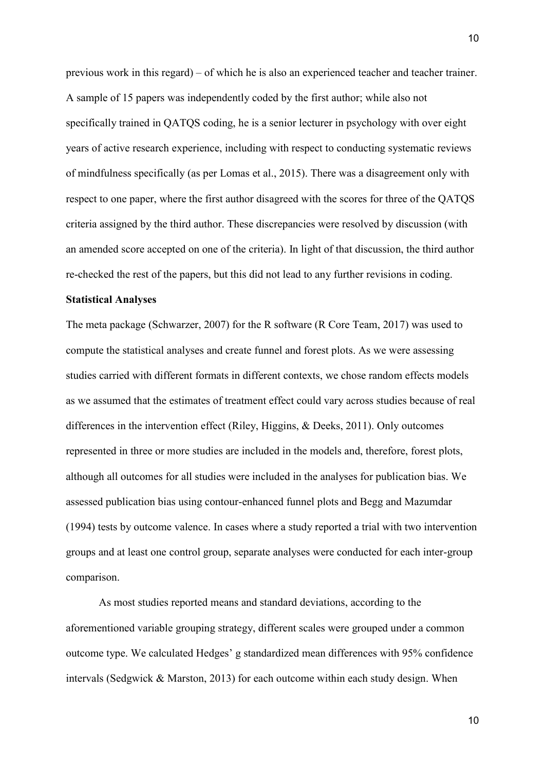previous work in this regard) – of which he is also an experienced teacher and teacher trainer. A sample of 15 papers was independently coded by the first author; while also not specifically trained in QATQS coding, he is a senior lecturer in psychology with over eight years of active research experience, including with respect to conducting systematic reviews of mindfulness specifically (as per Lomas et al., 2015). There was a disagreement only with respect to one paper, where the first author disagreed with the scores for three of the QATQS criteria assigned by the third author. These discrepancies were resolved by discussion (with an amended score accepted on one of the criteria). In light of that discussion, the third author re-checked the rest of the papers, but this did not lead to any further revisions in coding.

**Statistical Analyses**

The meta package (Schwarzer, 2007) for the R software (R Core Team, 2017) was used to compute the statistical analyses and create funnel and forest plots. As we were assessing studies carried with different formats in different contexts, we chose random effects models as we assumed that the estimates of treatment effect could vary across studies because of real differences in the intervention effect (Riley, Higgins, & Deeks, 2011). Only outcomes represented in three or more studies are included in the models and, therefore, forest plots, although all outcomes for all studies were included in the analyses for publication bias. We assessed publication bias using contour-enhanced funnel plots and Begg and Mazumdar (1994) tests by outcome valence. In cases where a study reported a trial with two intervention groups and at least one control group, separate analyses were conducted for each inter-group comparison.

As most studies reported means and standard deviations, according to the aforementioned variable grouping strategy, different scales were grouped under a common outcome type. We calculated Hedges' g standardized mean differences with 95% confidence intervals (Sedgwick & Marston, 2013) for each outcome within each study design. When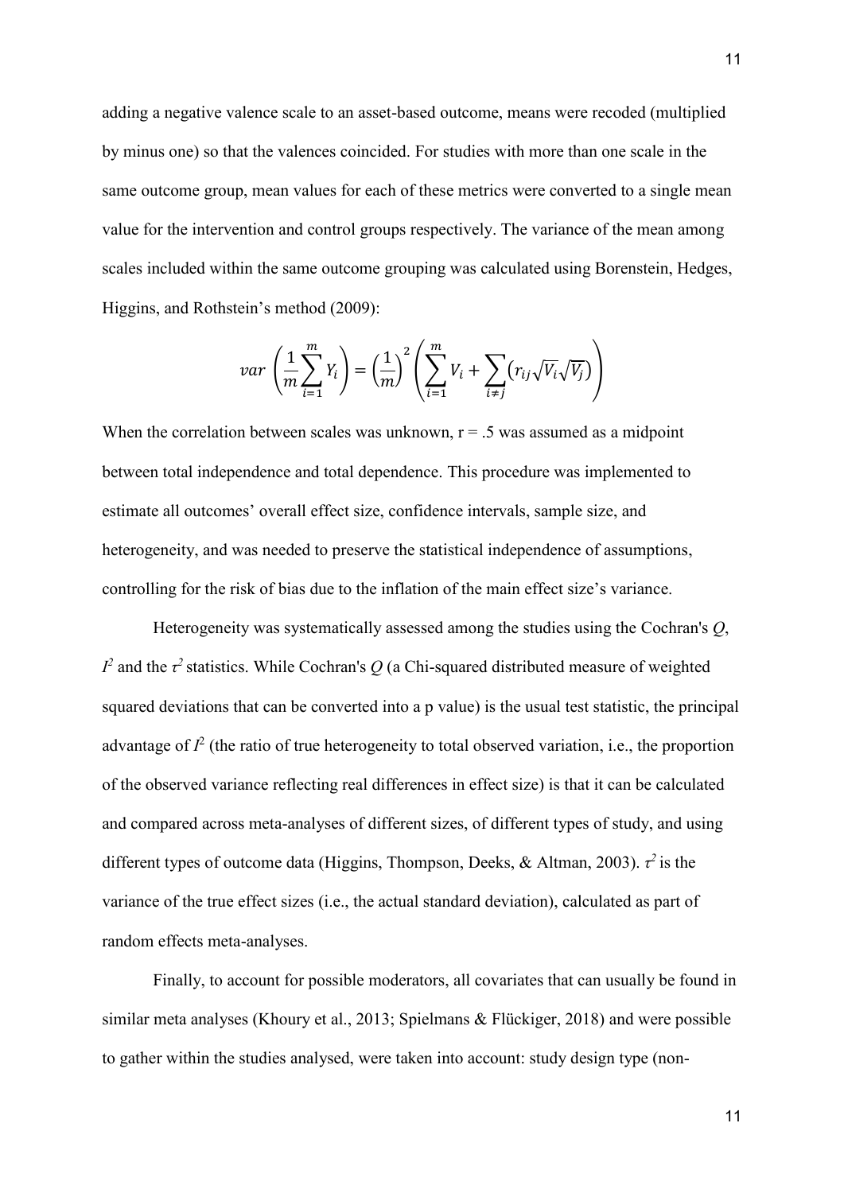adding a negative valence scale to an asset-based outcome, means were recoded (multiplied by minus one) so that the valences coincided. For studies with more than one scale in the same outcome group, mean values for each of these metrics were converted to a single mean value for the intervention and control groups respectively. The variance of the mean among scales included within the same outcome grouping was calculated using Borenstein, Hedges, Higgins, and Rothstein's method (2009):

$$var\left(\frac{1}{m}\sum_{i=1}^{m}Y_i\right)=\left(\frac{1}{m}\right)^2\left(\sum_{i=1}^{m}V_i+\sum_{i\neq j}\left(r_{ij}\sqrt{V_i}\sqrt{V_j}\right)\right)$$

When the correlation between scales was unknown, $r = .5$ was assumed as a midpoint between total independence and total dependence. This procedure was implemented to estimate all outcomes' overall effect size, confidence intervals, sample size, and heterogeneity, and was needed to preserve the statistical independence of assumptions, controlling for the risk of bias due to the inflation of the main effect size's variance.

Heterogeneity was systematically assessed among the studies using the Cochran's $Q$, $I^2$ and the $\tau^2$ statistics. While Cochran's $Q$ (a Chi-squared distributed measure of weighted squared deviations that can be converted into a p value) is the usual test statistic, the principal advantage of $I^2$ (the ratio of true heterogeneity to total observed variation, i.e., the proportion of the observed variance reflecting real differences in effect size) is that it can be calculated and compared across meta-analyses of different sizes, of different types of study, and using different types of outcome data (Higgins, Thompson, Deeks, & Altman, 2003). $\tau^2$ is the variance of the true effect sizes (i.e., the actual standard deviation), calculated as part of random effects meta-analyses.

Finally, to account for possible moderators, all covariates that can usually be found in similar meta analyses (Khoury et al., 2013; Spielmans & Flückiger, 2018) and were possible to gather within the studies analysed, were taken into account: study design type (non-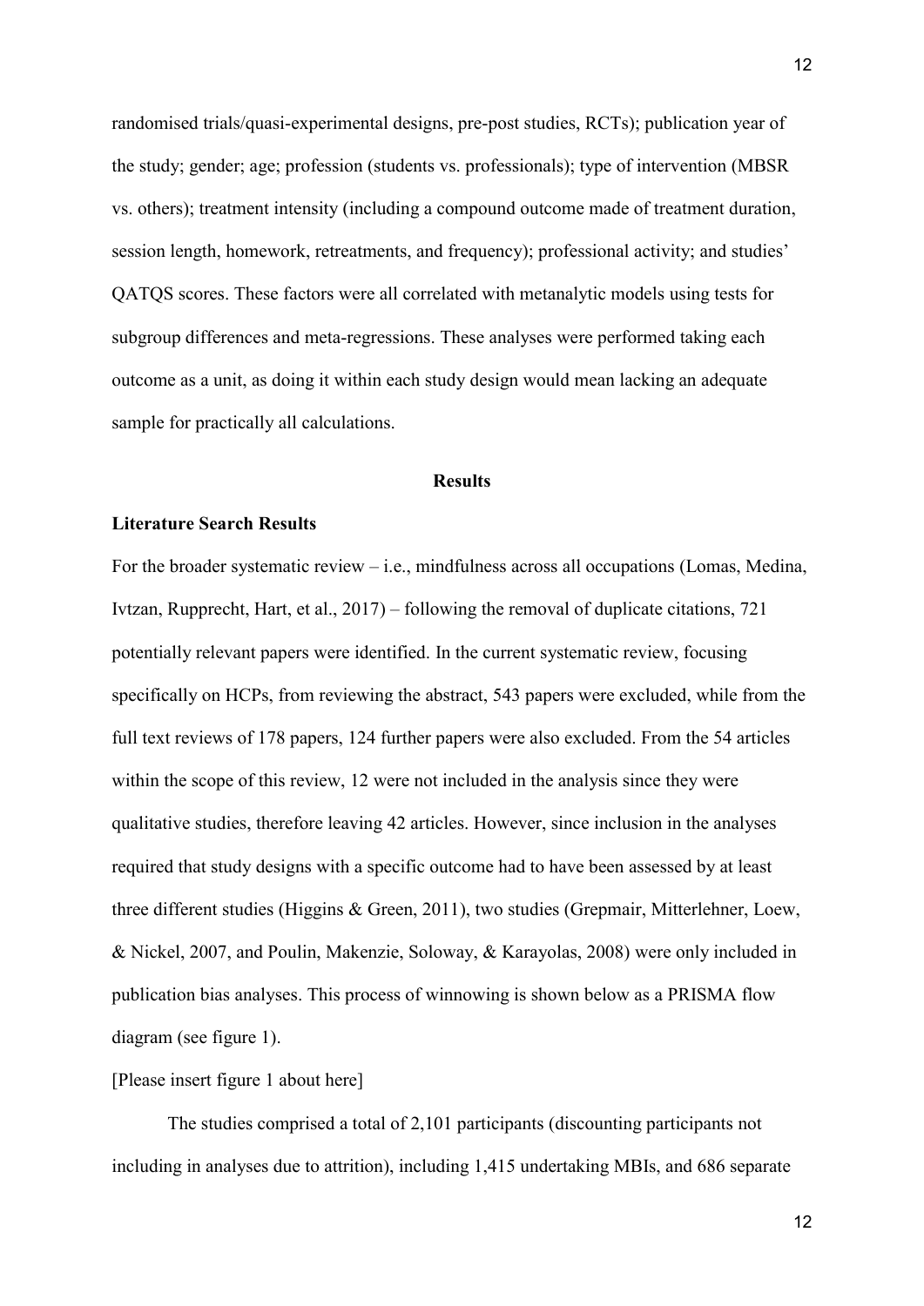randomised trials/quasi-experimental designs, pre-post studies, RCTs); publication year of the study; gender; age; profession (students vs. professionals); type of intervention (MBSR vs. others); treatment intensity (including a compound outcome made of treatment duration, session length, homework, retreatments, and frequency); professional activity; and studies' QATQS scores. These factors were all correlated with metanalytic models using tests for subgroup differences and meta-regressions. These analyses were performed taking each outcome as a unit, as doing it within each study design would mean lacking an adequate sample for practically all calculations.

## Results

### Literature Search Results

For the broader systematic review – i.e., mindfulness across all occupations (Lomas, Medina, Ivtzan, Rupprecht, Hart, et al., 2017) – following the removal of duplicate citations, 721 potentially relevant papers were identified. In the current systematic review, focusing specifically on HCPs, from reviewing the abstract, 543 papers were excluded, while from the full text reviews of 178 papers, 124 further papers were also excluded. From the 54 articles within the scope of this review, 12 were not included in the analysis since they were qualitative studies, therefore leaving 42 articles. However, since inclusion in the analyses required that study designs with a specific outcome had to have been assessed by at least three different studies (Higgins & Green, 2011), two studies (Grepmair, Mitterlehner, Loew, & Nickel, 2007, and Poulin, Makenzie, Soloway, & Karayolas, 2008) were only included in publication bias analyses. This process of winnowing is shown below as a PRISMA flow diagram (see figure 1).

[Please insert figure 1 about here]

The studies comprised a total of 2,101 participants (discounting participants not including in analyses due to attrition), including 1,415 undertaking MBIs, and 686 separate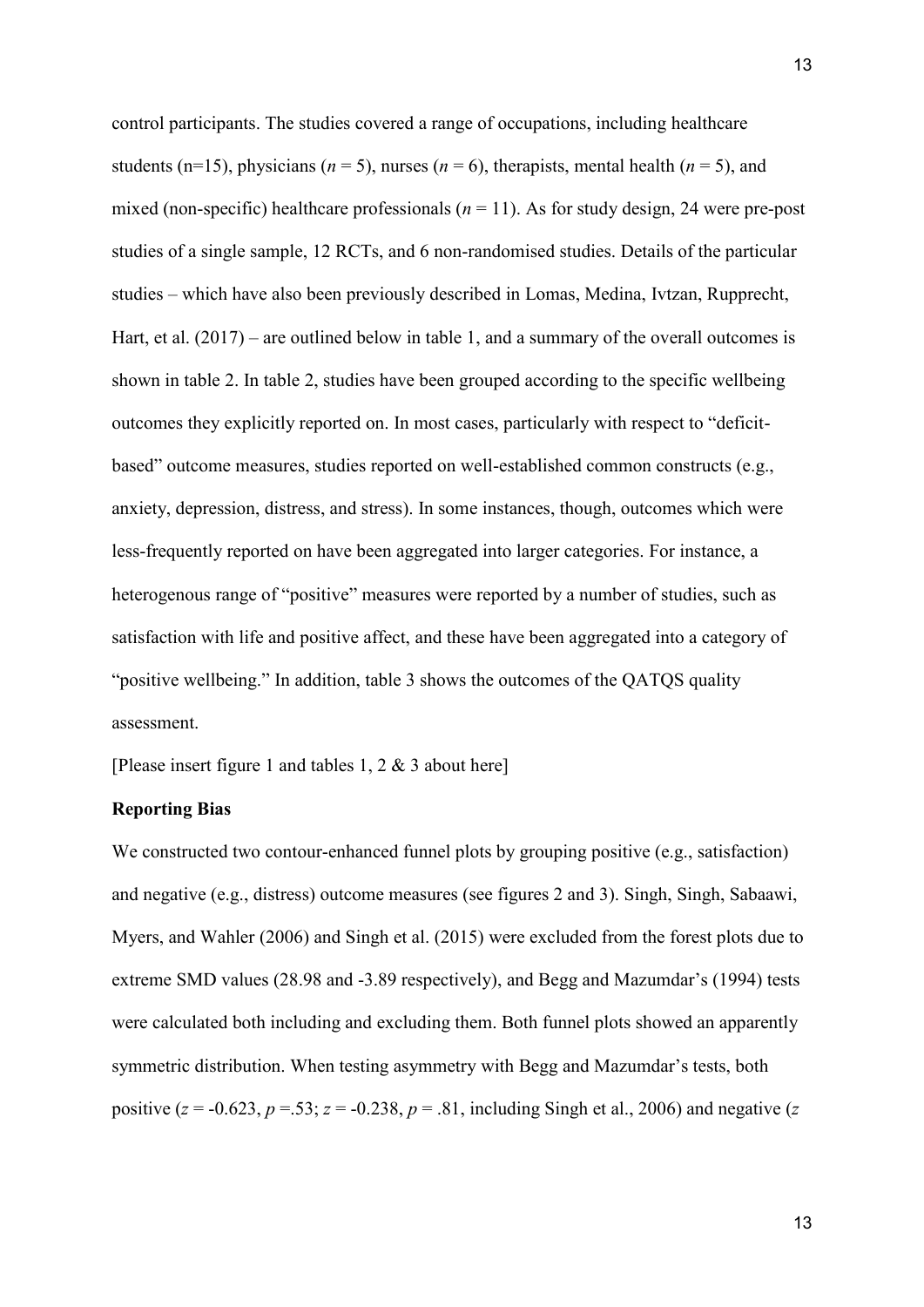control participants. The studies covered a range of occupations, including healthcare students (n=15), physicians ($n$ = 5), nurses ($n$ = 6), therapists, mental health ($n$ = 5), and mixed (non-specific) healthcare professionals ($n$ = 11). As for study design, 24 were pre-post studies of a single sample, 12 RCTs, and 6 non-randomised studies. Details of the particular studies – which have also been previously described in Lomas, Medina, Ivtzan, Rupprecht, Hart, et al. (2017) – are outlined below in table 1, and a summary of the overall outcomes is shown in table 2. In table 2, studies have been grouped according to the specific wellbeing outcomes they explicitly reported on. In most cases, particularly with respect to "deficit-based" outcome measures, studies reported on well-established common constructs (e.g., anxiety, depression, distress, and stress). In some instances, though, outcomes which were less-frequently reported on have been aggregated into larger categories. For instance, a heterogenous range of "positive" measures were reported by a number of studies, such as satisfaction with life and positive affect, and these have been aggregated into a category of "positive wellbeing." In addition, table 3 shows the outcomes of the QATQS quality assessment.

[Please insert figure 1 and tables 1, 2 & 3 about here]

**Reporting Bias**

We constructed two contour-enhanced funnel plots by grouping positive (e.g., satisfaction) and negative (e.g., distress) outcome measures (see figures 2 and 3). Singh, Singh, Sabaawi, Myers, and Wahler (2006) and Singh et al. (2015) were excluded from the forest plots due to extreme SMD values (28.98 and -3.89 respectively), and Begg and Mazumdar's (1994) tests were calculated both including and excluding them. Both funnel plots showed an apparently symmetric distribution. When testing asymmetry with Begg and Mazumdar's tests, both positive ($z$ = -0.623, $p$ =.53; $z$ = -0.238, $p$ = .81, including Singh et al., 2006) and negative ($z$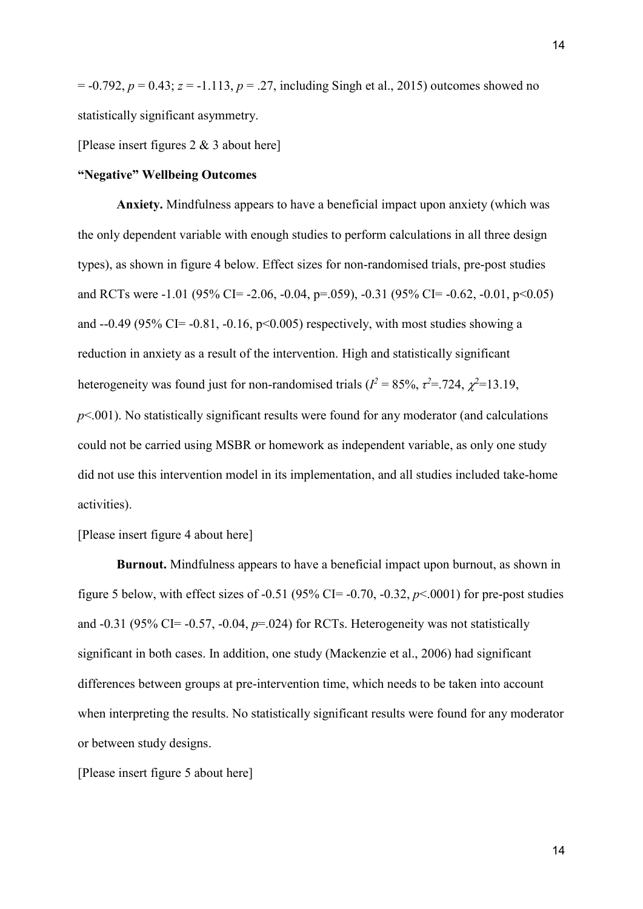= -0.792, $p = 0.43$; $z = -1.113$, $p = .27$, including Singh et al., 2015) outcomes showed no statistically significant asymmetry.

[Please insert figures 2 & 3 about here]

### "Negative" Wellbeing Outcomes

**Anxiety.** Mindfulness appears to have a beneficial impact upon anxiety (which was the only dependent variable with enough studies to perform calculations in all three design types), as shown in figure 4 below. Effect sizes for non-randomised trials, pre-post studies and RCTs were -1.01 (95% CI= -2.06, -0.04, p=.059), -0.31 (95% CI= -0.62, -0.01, p<0.05) and --0.49 (95% CI= -0.81, -0.16, p<0.005) respectively, with most studies showing a reduction in anxiety as a result of the intervention. High and statistically significant heterogeneity was found just for non-randomised trials ($I^2$ = 85%, $\tau^2$=.724, $\chi^2$=13.19, $p$<.001). No statistically significant results were found for any moderator (and calculations could not be carried using MSBR or homework as independent variable, as only one study did not use this intervention model in its implementation, and all studies included take-home activities).

[Please insert figure 4 about here]

**Burnout.** Mindfulness appears to have a beneficial impact upon burnout, as shown in figure 5 below, with effect sizes of -0.51 (95% CI= -0.70, -0.32, $p$<.0001) for pre-post studies and -0.31 (95% CI= -0.57, -0.04, $p$=.024) for RCTs. Heterogeneity was not statistically significant in both cases. In addition, one study (Mackenzie et al., 2006) had significant differences between groups at pre-intervention time, which needs to be taken into account when interpreting the results. No statistically significant results were found for any moderator or between study designs.

[Please insert figure 5 about here]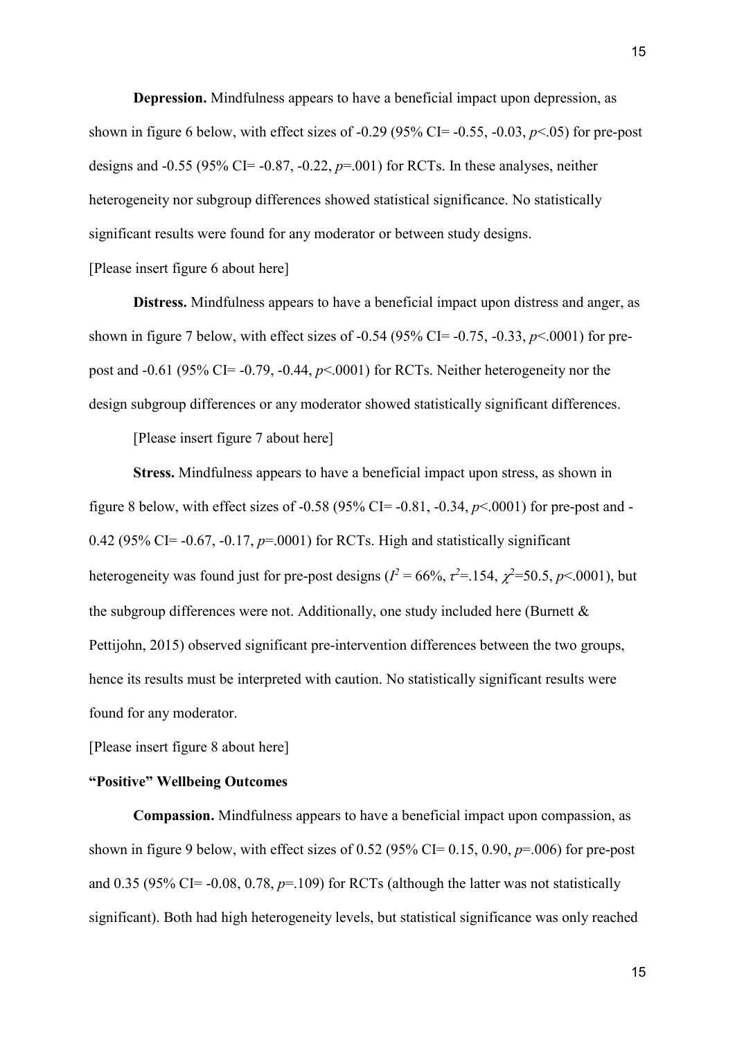**Depression.** Mindfulness appears to have a beneficial impact upon depression, as shown in figure 6 below, with effect sizes of -0.29 (95% CI= -0.55, -0.03, $p$<.05) for pre-post designs and -0.55 (95% CI= -0.87, -0.22, $p$=.001) for RCTs. In these analyses, neither heterogeneity nor subgroup differences showed statistical significance. No statistically significant results were found for any moderator or between study designs.

[Please insert figure 6 about here]

**Distress.** Mindfulness appears to have a beneficial impact upon distress and anger, as shown in figure 7 below, with effect sizes of -0.54 (95% CI= -0.75, -0.33, $p$<.0001) for pre-post and -0.61 (95% CI= -0.79, -0.44, $p$<.0001) for RCTs. Neither heterogeneity nor the design subgroup differences or any moderator showed statistically significant differences.

[Please insert figure 7 about here]

**Stress.** Mindfulness appears to have a beneficial impact upon stress, as shown in figure 8 below, with effect sizes of -0.58 (95% CI= -0.81, -0.34, $p$<.0001) for pre-post and -0.42 (95% CI= -0.67, -0.17, $p$=.0001) for RCTs. High and statistically significant heterogeneity was found just for pre-post designs ($I^2$ = 66%, $\tau^2$=.154, $\chi^2$=50.5, $p$<.0001), but the subgroup differences were not. Additionally, one study included here (Burnett & Pettijohn, 2015) observed significant pre-intervention differences between the two groups, hence its results must be interpreted with caution. No statistically significant results were found for any moderator.

[Please insert figure 8 about here]

### "Positive" Wellbeing Outcomes

**Compassion.** Mindfulness appears to have a beneficial impact upon compassion, as shown in figure 9 below, with effect sizes of 0.52 (95% CI= 0.15, 0.90, $p$=.006) for pre-post and 0.35 (95% CI= -0.08, 0.78, $p$=.109) for RCTs (although the latter was not statistically significant). Both had high heterogeneity levels, but statistical significance was only reached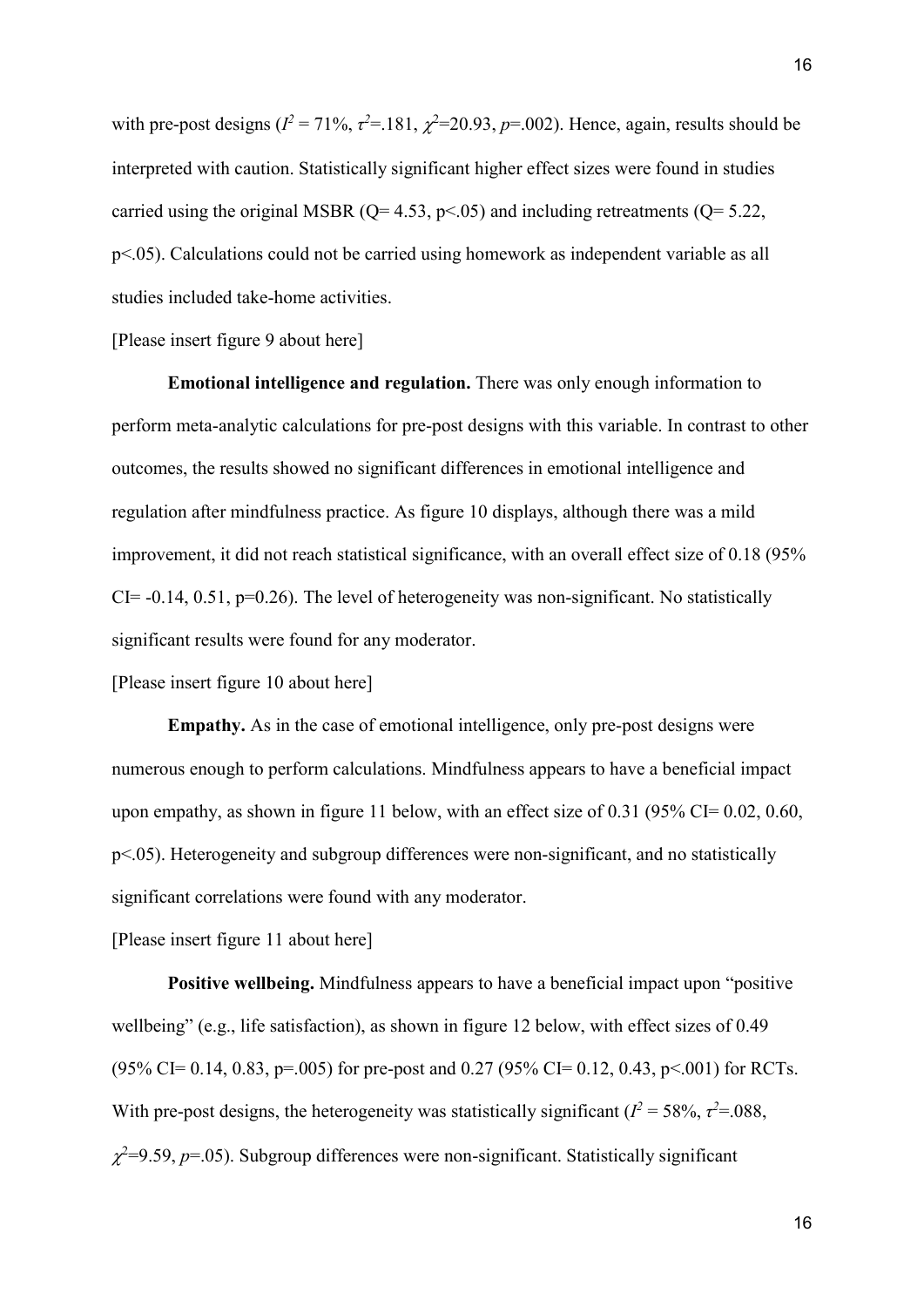with pre-post designs ($I^2$ = 71%, $\tau^2$=.181, $\chi^2$=20.93, $p$=.002). Hence, again, results should be interpreted with caution. Statistically significant higher effect sizes were found in studies carried using the original MSBR (Q= 4.53, $p<.05$) and including retreatments (Q= 5.22, $p<.05$). Calculations could not be carried using homework as independent variable as all studies included take-home activities.

[Please insert figure 9 about here]

**Emotional intelligence and regulation.** There was only enough information to perform meta-analytic calculations for pre-post designs with this variable. In contrast to other outcomes, the results showed no significant differences in emotional intelligence and regulation after mindfulness practice. As figure 10 displays, although there was a mild improvement, it did not reach statistical significance, with an overall effect size of 0.18 (95% CI= -0.14, 0.51, p=0.26). The level of heterogeneity was non-significant. No statistically significant results were found for any moderator.

[Please insert figure 10 about here]

**Empathy.** As in the case of emotional intelligence, only pre-post designs were numerous enough to perform calculations. Mindfulness appears to have a beneficial impact upon empathy, as shown in figure 11 below, with an effect size of 0.31 (95% CI= 0.02, 0.60, $p<.05$). Heterogeneity and subgroup differences were non-significant, and no statistically significant correlations were found with any moderator.

[Please insert figure 11 about here]

**Positive wellbeing.** Mindfulness appears to have a beneficial impact upon "positive wellbeing" (e.g., life satisfaction), as shown in figure 12 below, with effect sizes of 0.49 (95% CI= 0.14, 0.83, p=.005) for pre-post and 0.27 (95% CI= 0.12, 0.43, $p<.001$) for RCTs. With pre-post designs, the heterogeneity was statistically significant ($I^2$ = 58%, $\tau^2$=.088, $\chi^2$=9.59, $p$=.05). Subgroup differences were non-significant. Statistically significant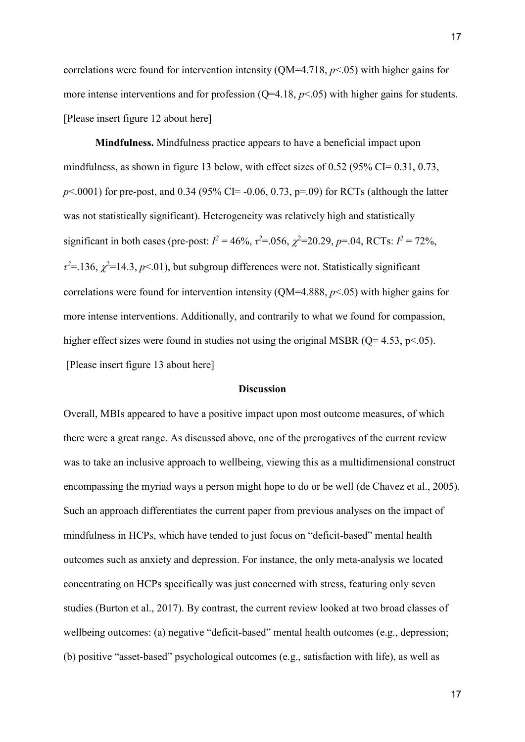correlations were found for intervention intensity (QM=4.718, $p$<.05) with higher gains for more intense interventions and for profession (Q=4.18, $p$<.05) with higher gains for students. [Please insert figure 12 about here]

**Mindfulness.** Mindfulness practice appears to have a beneficial impact upon mindfulness, as shown in figure 13 below, with effect sizes of 0.52 (95% CI= 0.31, 0.73, $p$<.0001) for pre-post, and 0.34 (95% CI= -0.06, 0.73, p=.09) for RCTs (although the latter was not statistically significant). Heterogeneity was relatively high and statistically significant in both cases (pre-post: $I^2$ = 46%, $\tau^2$=.056, $\chi^2$=20.29, $p$=.04, RCTs: $I^2$ = 72%, $\tau^2$=.136, $\chi^2$=14.3, $p$<.01), but subgroup differences were not. Statistically significant correlations were found for intervention intensity (QM=4.888, $p$<.05) with higher gains for more intense interventions. Additionally, and contrarily to what we found for compassion, higher effect sizes were found in studies not using the original MSBR (Q= 4.53, p<.05). [Please insert figure 13 about here]

## Discussion

Overall, MBIs appeared to have a positive impact upon most outcome measures, of which there were a great range. As discussed above, one of the prerogatives of the current review was to take an inclusive approach to wellbeing, viewing this as a multidimensional construct encompassing the myriad ways a person might hope to do or be well (de Chavez et al., 2005). Such an approach differentiates the current paper from previous analyses on the impact of mindfulness in HCPs, which have tended to just focus on "deficit-based" mental health outcomes such as anxiety and depression. For instance, the only meta-analysis we located concentrating on HCPs specifically was just concerned with stress, featuring only seven studies (Burton et al., 2017). By contrast, the current review looked at two broad classes of wellbeing outcomes: (a) negative "deficit-based" mental health outcomes (e.g., depression; (b) positive "asset-based" psychological outcomes (e.g., satisfaction with life), as well as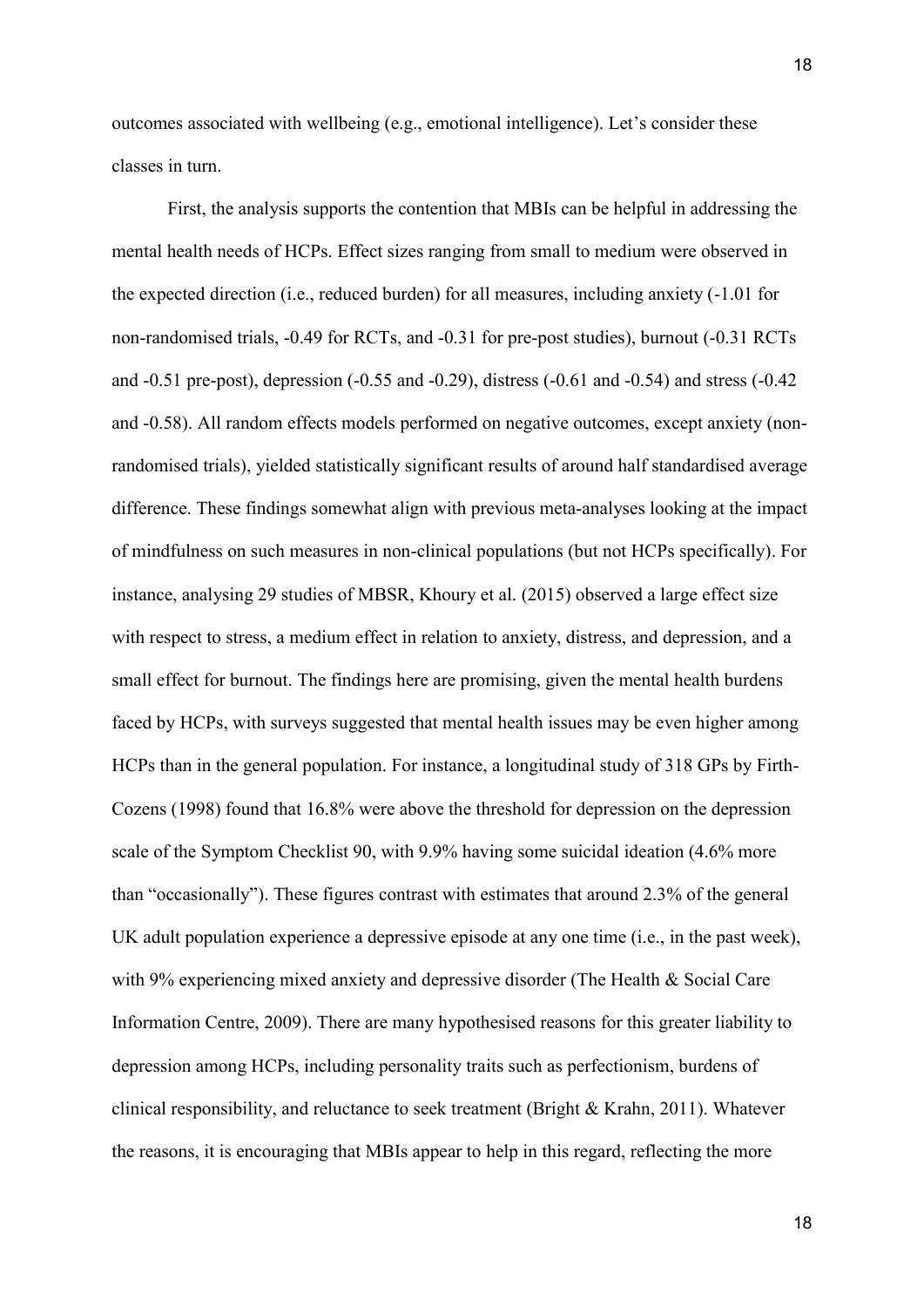outcomes associated with wellbeing (e.g., emotional intelligence). Let's consider these classes in turn.

First, the analysis supports the contention that MBIs can be helpful in addressing the mental health needs of HCPs. Effect sizes ranging from small to medium were observed in the expected direction (i.e., reduced burden) for all measures, including anxiety (-1.01 for non-randomised trials, -0.49 for RCTs, and -0.31 for pre-post studies), burnout (-0.31 RCTs and -0.51 pre-post), depression (-0.55 and -0.29), distress (-0.61 and -0.54) and stress (-0.42 and -0.58). All random effects models performed on negative outcomes, except anxiety (non-randomised trials), yielded statistically significant results of around half standardised average difference. These findings somewhat align with previous meta-analyses looking at the impact of mindfulness on such measures in non-clinical populations (but not HCPs specifically). For instance, analysing 29 studies of MBSR, Khoury et al. (2015) observed a large effect size with respect to stress, a medium effect in relation to anxiety, distress, and depression, and a small effect for burnout. The findings here are promising, given the mental health burdens faced by HCPs, with surveys suggested that mental health issues may be even higher among HCPs than in the general population. For instance, a longitudinal study of 318 GPs by Firth-Cozens (1998) found that 16.8% were above the threshold for depression on the depression scale of the Symptom Checklist 90, with 9.9% having some suicidal ideation (4.6% more than "occasionally"). These figures contrast with estimates that around 2.3% of the general UK adult population experience a depressive episode at any one time (i.e., in the past week), with 9% experiencing mixed anxiety and depressive disorder (The Health & Social Care Information Centre, 2009). There are many hypothesised reasons for this greater liability to depression among HCPs, including personality traits such as perfectionism, burdens of clinical responsibility, and reluctance to seek treatment (Bright & Krahn, 2011). Whatever the reasons, it is encouraging that MBIs appear to help in this regard, reflecting the more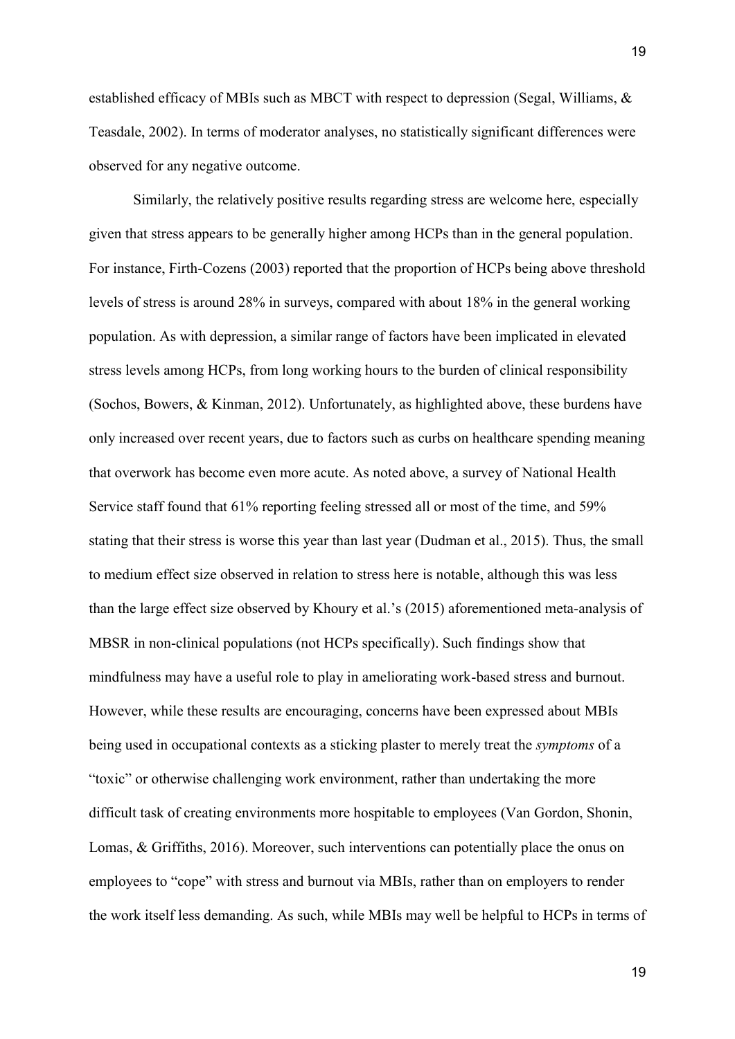established efficacy of MBIs such as MBCT with respect to depression (Segal, Williams, & Teasdale, 2002). In terms of moderator analyses, no statistically significant differences were observed for any negative outcome.

Similarly, the relatively positive results regarding stress are welcome here, especially given that stress appears to be generally higher among HCPs than in the general population. For instance, Firth-Cozens (2003) reported that the proportion of HCPs being above threshold levels of stress is around 28% in surveys, compared with about 18% in the general working population. As with depression, a similar range of factors have been implicated in elevated stress levels among HCPs, from long working hours to the burden of clinical responsibility (Sochos, Bowers, & Kinman, 2012). Unfortunately, as highlighted above, these burdens have only increased over recent years, due to factors such as curbs on healthcare spending meaning that overwork has become even more acute. As noted above, a survey of National Health Service staff found that 61% reporting feeling stressed all or most of the time, and 59% stating that their stress is worse this year than last year (Dudman et al., 2015). Thus, the small to medium effect size observed in relation to stress here is notable, although this was less than the large effect size observed by Khoury et al.'s (2015) aforementioned meta-analysis of MBSR in non-clinical populations (not HCPs specifically). Such findings show that mindfulness may have a useful role to play in ameliorating work-based stress and burnout. However, while these results are encouraging, concerns have been expressed about MBIs being used in occupational contexts as a sticking plaster to merely treat the *symptoms* of a "toxic" or otherwise challenging work environment, rather than undertaking the more difficult task of creating environments more hospitable to employees (Van Gordon, Shonin, Lomas, & Griffiths, 2016). Moreover, such interventions can potentially place the onus on employees to "cope" with stress and burnout via MBIs, rather than on employers to render the work itself less demanding. As such, while MBIs may well be helpful to HCPs in terms of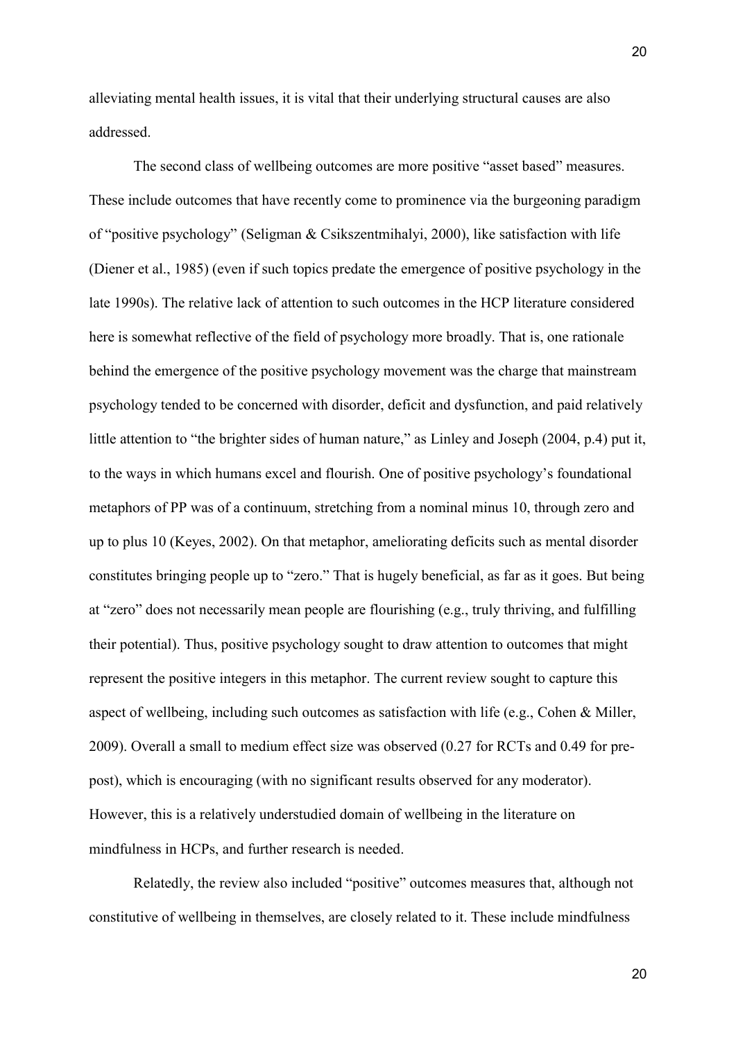alleviating mental health issues, it is vital that their underlying structural causes are also addressed.

The second class of wellbeing outcomes are more positive "asset based" measures. These include outcomes that have recently come to prominence via the burgeoning paradigm of "positive psychology" (Seligman & Csikszentmihalyi, 2000), like satisfaction with life (Diener et al., 1985) (even if such topics predate the emergence of positive psychology in the late 1990s). The relative lack of attention to such outcomes in the HCP literature considered here is somewhat reflective of the field of psychology more broadly. That is, one rationale behind the emergence of the positive psychology movement was the charge that mainstream psychology tended to be concerned with disorder, deficit and dysfunction, and paid relatively little attention to "the brighter sides of human nature," as Linley and Joseph (2004, p.4) put it, to the ways in which humans excel and flourish. One of positive psychology's foundational metaphors of PP was of a continuum, stretching from a nominal minus 10, through zero and up to plus 10 (Keyes, 2002). On that metaphor, ameliorating deficits such as mental disorder constitutes bringing people up to "zero." That is hugely beneficial, as far as it goes. But being at "zero" does not necessarily mean people are flourishing (e.g., truly thriving, and fulfilling their potential). Thus, positive psychology sought to draw attention to outcomes that might represent the positive integers in this metaphor. The current review sought to capture this aspect of wellbeing, including such outcomes as satisfaction with life (e.g., Cohen & Miller, 2009). Overall a small to medium effect size was observed (0.27 for RCTs and 0.49 for pre-post), which is encouraging (with no significant results observed for any moderator). However, this is a relatively understudied domain of wellbeing in the literature on mindfulness in HCPs, and further research is needed.

Relatedly, the review also included "positive" outcomes measures that, although not constitutive of wellbeing in themselves, are closely related to it. These include mindfulness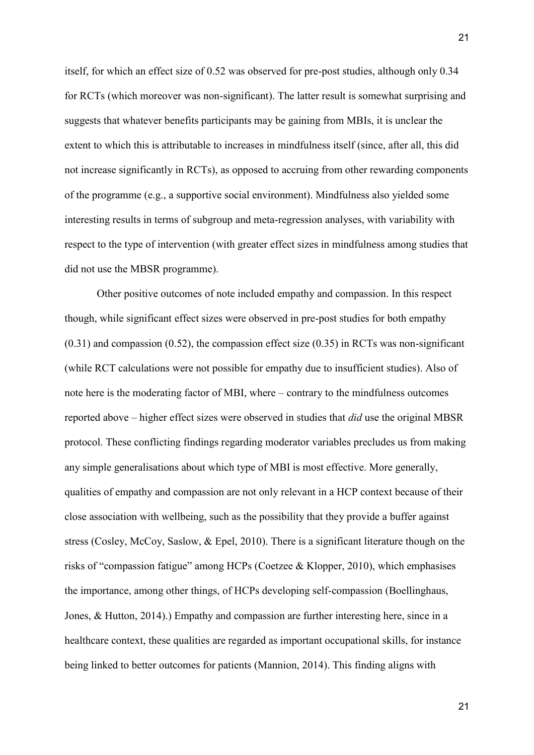itself, for which an effect size of 0.52 was observed for pre-post studies, although only 0.34 for RCTs (which moreover was non-significant). The latter result is somewhat surprising and suggests that whatever benefits participants may be gaining from MBIs, it is unclear the extent to which this is attributable to increases in mindfulness itself (since, after all, this did not increase significantly in RCTs), as opposed to accruing from other rewarding components of the programme (e.g., a supportive social environment). Mindfulness also yielded some interesting results in terms of subgroup and meta-regression analyses, with variability with respect to the type of intervention (with greater effect sizes in mindfulness among studies that did not use the MBSR programme).

Other positive outcomes of note included empathy and compassion. In this respect though, while significant effect sizes were observed in pre-post studies for both empathy (0.31) and compassion (0.52), the compassion effect size (0.35) in RCTs was non-significant (while RCT calculations were not possible for empathy due to insufficient studies). Also of note here is the moderating factor of MBI, where – contrary to the mindfulness outcomes reported above – higher effect sizes were observed in studies that *did* use the original MBSR protocol. These conflicting findings regarding moderator variables precludes us from making any simple generalisations about which type of MBI is most effective. More generally, qualities of empathy and compassion are not only relevant in a HCP context because of their close association with wellbeing, such as the possibility that they provide a buffer against stress (Cosley, McCoy, Saslow, & Epel, 2010). There is a significant literature though on the risks of "compassion fatigue" among HCPs (Coetzee & Klopper, 2010), which emphasises the importance, among other things, of HCPs developing self-compassion (Boellinghaus, Jones, & Hutton, 2014).) Empathy and compassion are further interesting here, since in a healthcare context, these qualities are regarded as important occupational skills, for instance being linked to better outcomes for patients (Mannion, 2014). This finding aligns with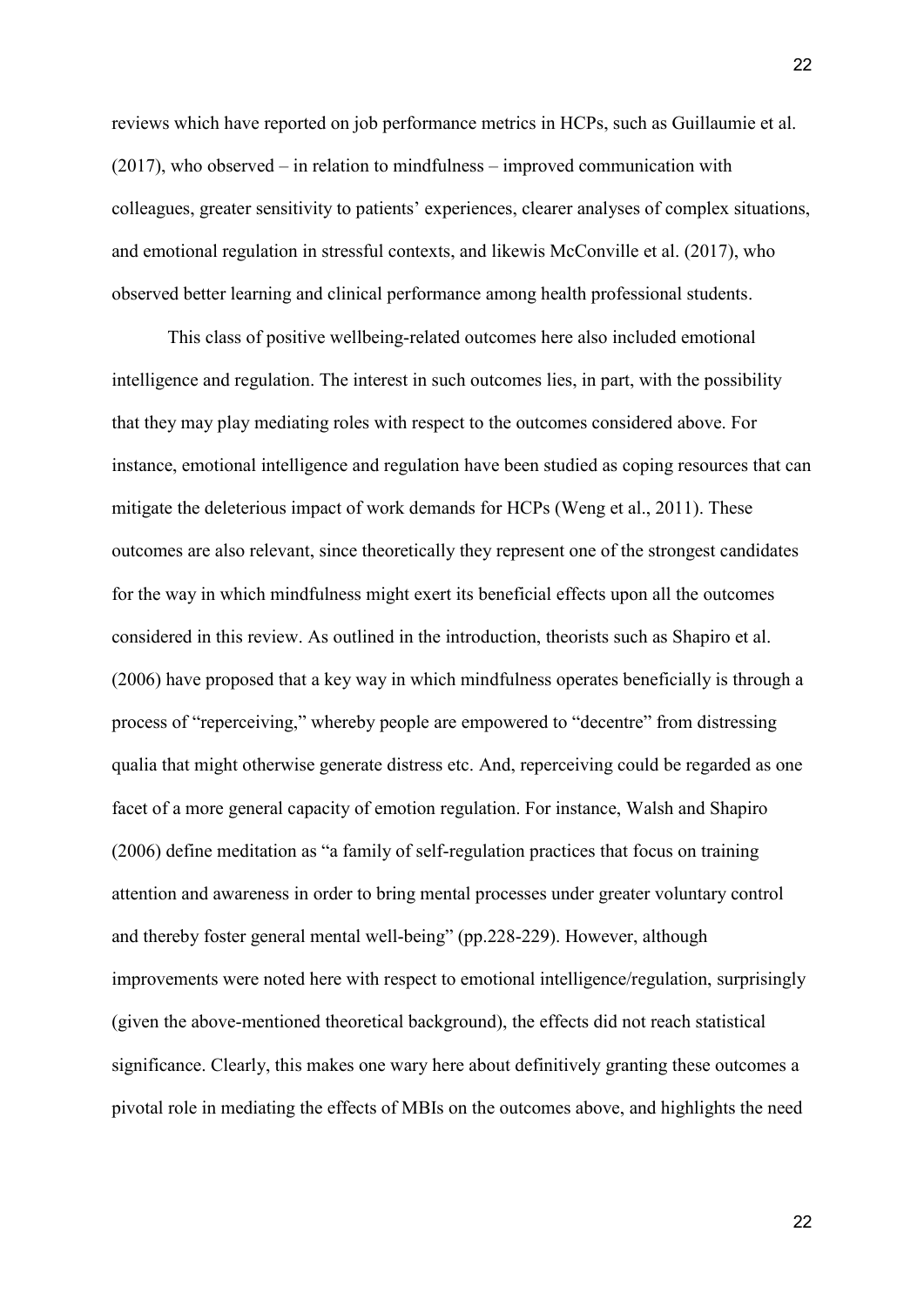reviews which have reported on job performance metrics in HCPs, such as Guillaumie et al. (2017), who observed – in relation to mindfulness – improved communication with colleagues, greater sensitivity to patients' experiences, clearer analyses of complex situations, and emotional regulation in stressful contexts, and likewis McConville et al. (2017), who observed better learning and clinical performance among health professional students.

This class of positive wellbeing-related outcomes here also included emotional intelligence and regulation. The interest in such outcomes lies, in part, with the possibility that they may play mediating roles with respect to the outcomes considered above. For instance, emotional intelligence and regulation have been studied as coping resources that can mitigate the deleterious impact of work demands for HCPs (Weng et al., 2011). These outcomes are also relevant, since theoretically they represent one of the strongest candidates for the way in which mindfulness might exert its beneficial effects upon all the outcomes considered in this review. As outlined in the introduction, theorists such as Shapiro et al. (2006) have proposed that a key way in which mindfulness operates beneficially is through a process of "reperceiving," whereby people are empowered to "decentre" from distressing qualia that might otherwise generate distress etc. And, reperceiving could be regarded as one facet of a more general capacity of emotion regulation. For instance, Walsh and Shapiro (2006) define meditation as "a family of self-regulation practices that focus on training attention and awareness in order to bring mental processes under greater voluntary control and thereby foster general mental well-being" (pp.228-229). However, although improvements were noted here with respect to emotional intelligence/regulation, surprisingly (given the above-mentioned theoretical background), the effects did not reach statistical significance. Clearly, this makes one wary here about definitively granting these outcomes a pivotal role in mediating the effects of MBIs on the outcomes above, and highlights the need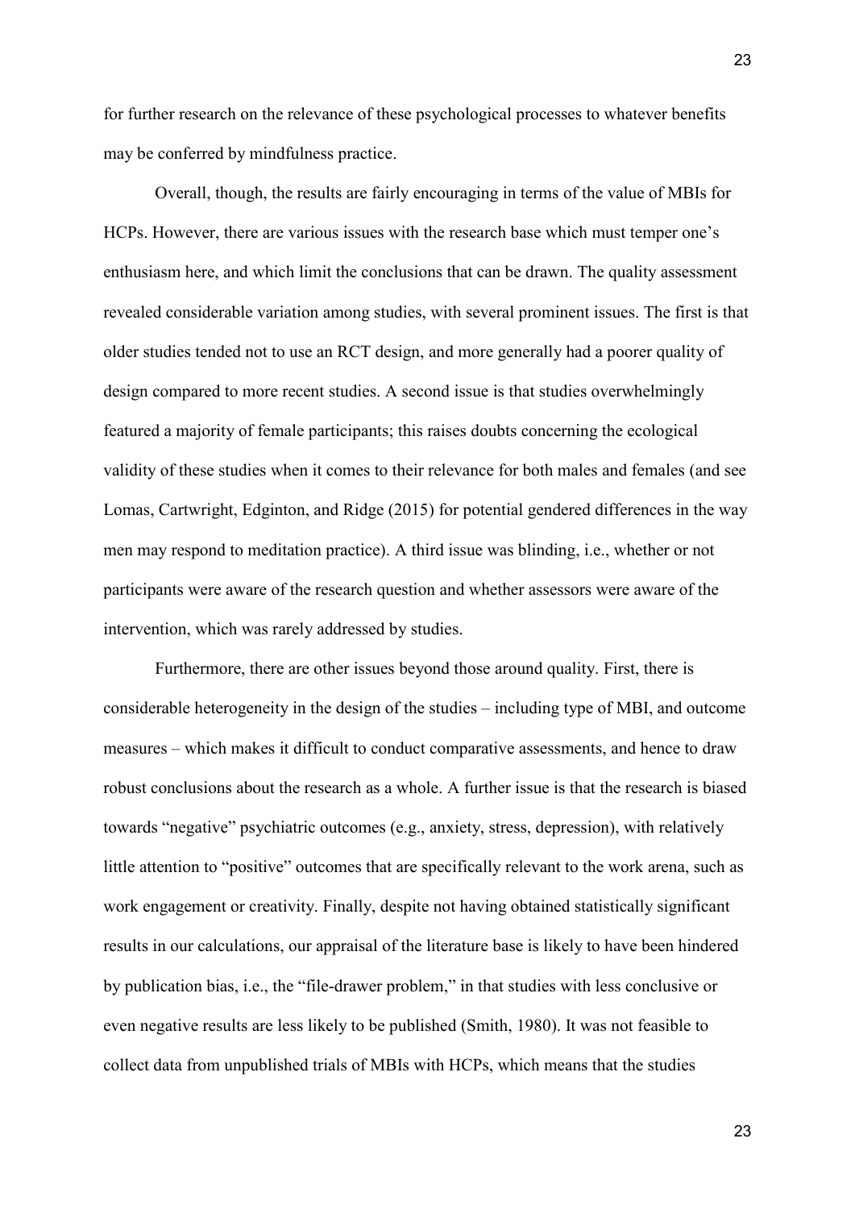for further research on the relevance of these psychological processes to whatever benefits may be conferred by mindfulness practice.

Overall, though, the results are fairly encouraging in terms of the value of MBIs for HCPs. However, there are various issues with the research base which must temper one's enthusiasm here, and which limit the conclusions that can be drawn. The quality assessment revealed considerable variation among studies, with several prominent issues. The first is that older studies tended not to use an RCT design, and more generally had a poorer quality of design compared to more recent studies. A second issue is that studies overwhelmingly featured a majority of female participants; this raises doubts concerning the ecological validity of these studies when it comes to their relevance for both males and females (and see Lomas, Cartwright, Edginton, and Ridge (2015) for potential gendered differences in the way men may respond to meditation practice). A third issue was blinding, i.e., whether or not participants were aware of the research question and whether assessors were aware of the intervention, which was rarely addressed by studies.

Furthermore, there are other issues beyond those around quality. First, there is considerable heterogeneity in the design of the studies – including type of MBI, and outcome measures – which makes it difficult to conduct comparative assessments, and hence to draw robust conclusions about the research as a whole. A further issue is that the research is biased towards "negative" psychiatric outcomes (e.g., anxiety, stress, depression), with relatively little attention to "positive" outcomes that are specifically relevant to the work arena, such as work engagement or creativity. Finally, despite not having obtained statistically significant results in our calculations, our appraisal of the literature base is likely to have been hindered by publication bias, i.e., the "file-drawer problem," in that studies with less conclusive or even negative results are less likely to be published (Smith, 1980). It was not feasible to collect data from unpublished trials of MBIs with HCPs, which means that the studies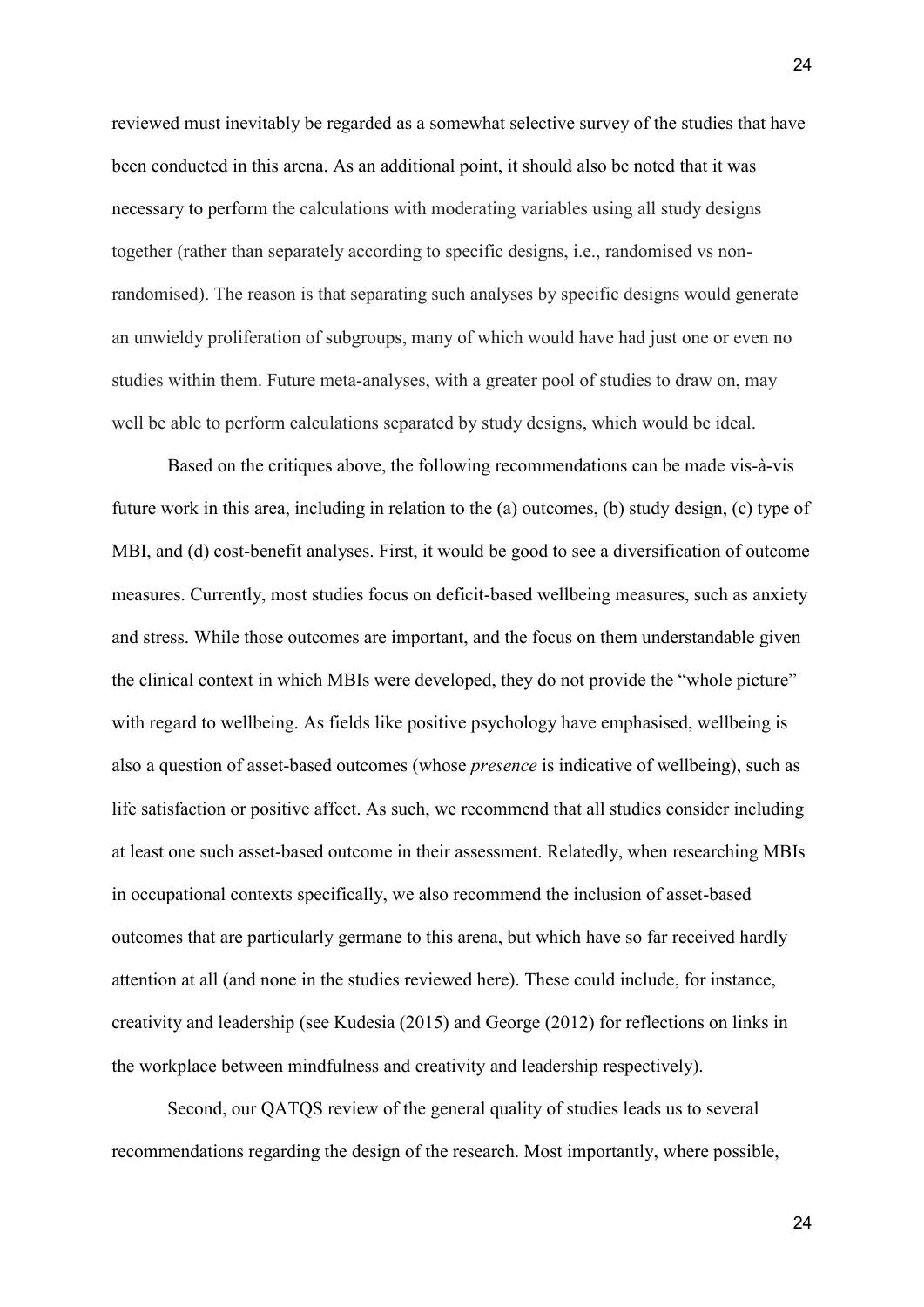reviewed must inevitably be regarded as a somewhat selective survey of the studies that have been conducted in this arena. As an additional point, it should also be noted that it was necessary to perform the calculations with moderating variables using all study designs together (rather than separately according to specific designs, i.e., randomised vs non-randomised). The reason is that separating such analyses by specific designs would generate an unwieldy proliferation of subgroups, many of which would have had just one or even no studies within them. Future meta-analyses, with a greater pool of studies to draw on, may well be able to perform calculations separated by study designs, which would be ideal.

Based on the critiques above, the following recommendations can be made vis-à-vis future work in this area, including in relation to the (a) outcomes, (b) study design, (c) type of MBI, and (d) cost-benefit analyses. First, it would be good to see a diversification of outcome measures. Currently, most studies focus on deficit-based wellbeing measures, such as anxiety and stress. While those outcomes are important, and the focus on them understandable given the clinical context in which MBIs were developed, they do not provide the "whole picture" with regard to wellbeing. As fields like positive psychology have emphasised, wellbeing is also a question of asset-based outcomes (whose *presence* is indicative of wellbeing), such as life satisfaction or positive affect. As such, we recommend that all studies consider including at least one such asset-based outcome in their assessment. Relatedly, when researching MBIs in occupational contexts specifically, we also recommend the inclusion of asset-based outcomes that are particularly germane to this arena, but which have so far received hardly attention at all (and none in the studies reviewed here). These could include, for instance, creativity and leadership (see Kudesia (2015) and George (2012) for reflections on links in the workplace between mindfulness and creativity and leadership respectively).

Second, our QATQS review of the general quality of studies leads us to several recommendations regarding the design of the research. Most importantly, where possible,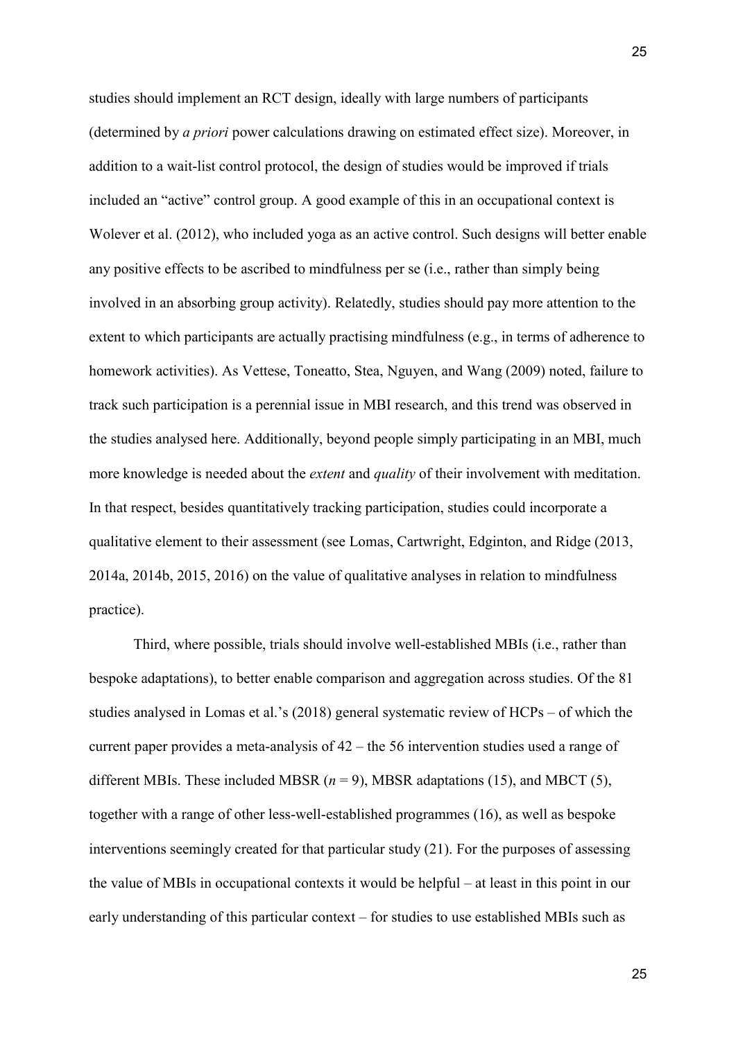studies should implement an RCT design, ideally with large numbers of participants (determined by *a priori* power calculations drawing on estimated effect size). Moreover, in addition to a wait-list control protocol, the design of studies would be improved if trials included an "active" control group. A good example of this in an occupational context is Wolever et al. (2012), who included yoga as an active control. Such designs will better enable any positive effects to be ascribed to mindfulness per se (i.e., rather than simply being involved in an absorbing group activity). Relatedly, studies should pay more attention to the extent to which participants are actually practising mindfulness (e.g., in terms of adherence to homework activities). As Vettese, Toneatto, Stea, Nguyen, and Wang (2009) noted, failure to track such participation is a perennial issue in MBI research, and this trend was observed in the studies analysed here. Additionally, beyond people simply participating in an MBI, much more knowledge is needed about the *extent* and *quality* of their involvement with meditation. In that respect, besides quantitatively tracking participation, studies could incorporate a qualitative element to their assessment (see Lomas, Cartwright, Edginton, and Ridge (2013, 2014a, 2014b, 2015, 2016) on the value of qualitative analyses in relation to mindfulness practice).

Third, where possible, trials should involve well-established MBIs (i.e., rather than bespoke adaptations), to better enable comparison and aggregation across studies. Of the 81 studies analysed in Lomas et al.'s (2018) general systematic review of HCPs – of which the current paper provides a meta-analysis of 42 – the 56 intervention studies used a range of different MBIs. These included MBSR (*n* = 9), MBSR adaptations (15), and MBCT (5), together with a range of other less-well-established programmes (16), as well as bespoke interventions seemingly created for that particular study (21). For the purposes of assessing the value of MBIs in occupational contexts it would be helpful – at least in this point in our early understanding of this particular context – for studies to use established MBIs such as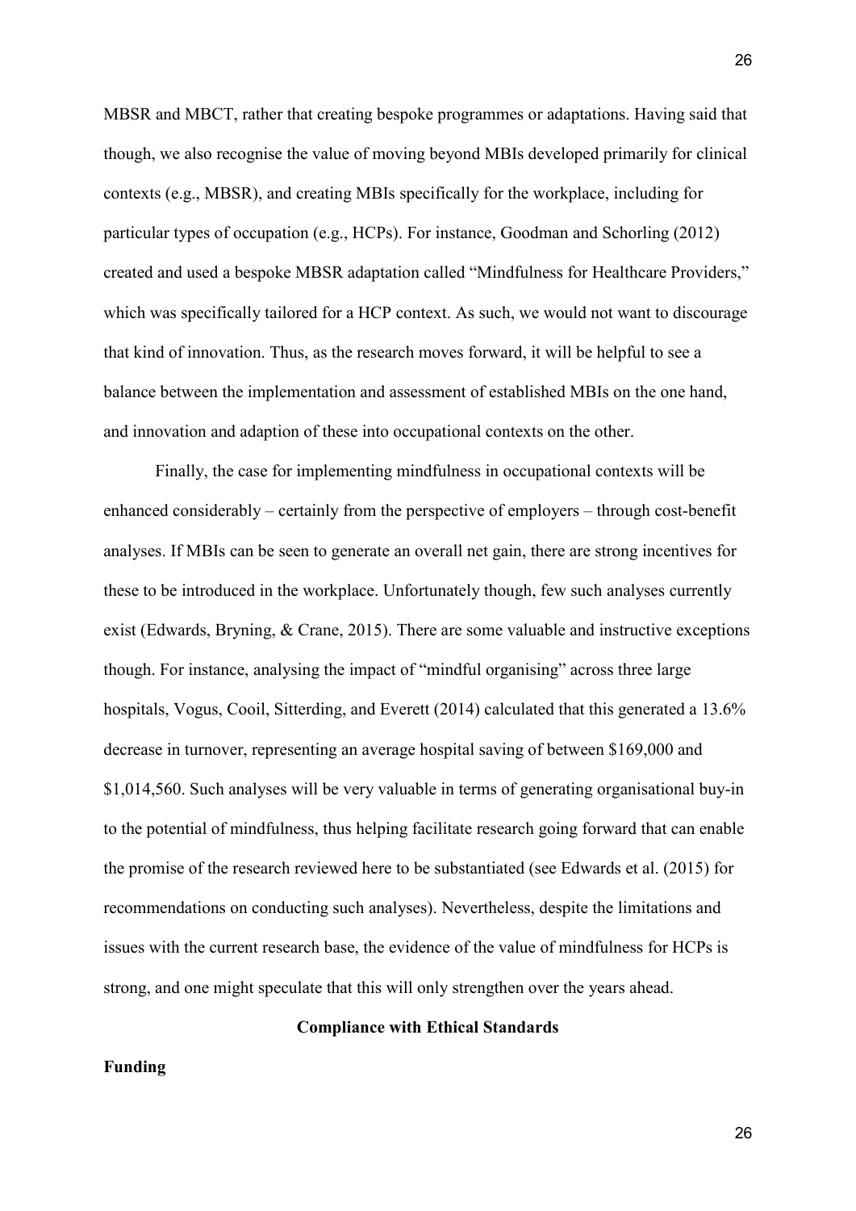MBSR and MBCT, rather that creating bespoke programmes or adaptations. Having said that though, we also recognise the value of moving beyond MBIs developed primarily for clinical contexts (e.g., MBSR), and creating MBIs specifically for the workplace, including for particular types of occupation (e.g., HCPs). For instance, Goodman and Schorling (2012) created and used a bespoke MBSR adaptation called "Mindfulness for Healthcare Providers," which was specifically tailored for a HCP context. As such, we would not want to discourage that kind of innovation. Thus, as the research moves forward, it will be helpful to see a balance between the implementation and assessment of established MBIs on the one hand, and innovation and adaption of these into occupational contexts on the other.

Finally, the case for implementing mindfulness in occupational contexts will be enhanced considerably – certainly from the perspective of employers – through cost-benefit analyses. If MBIs can be seen to generate an overall net gain, there are strong incentives for these to be introduced in the workplace. Unfortunately though, few such analyses currently exist (Edwards, Bryning, & Crane, 2015). There are some valuable and instructive exceptions though. For instance, analysing the impact of "mindful organising" across three large hospitals, Vogus, Cooil, Sitterding, and Everett (2014) calculated that this generated a 13.6% decrease in turnover, representing an average hospital saving of between \$169,000 and \$1,014,560. Such analyses will be very valuable in terms of generating organisational buy-in to the potential of mindfulness, thus helping facilitate research going forward that can enable the promise of the research reviewed here to be substantiated (see Edwards et al. (2015) for recommendations on conducting such analyses). Nevertheless, despite the limitations and issues with the current research base, the evidence of the value of mindfulness for HCPs is strong, and one might speculate that this will only strengthen over the years ahead.

## Compliance with Ethical Standards

### Funding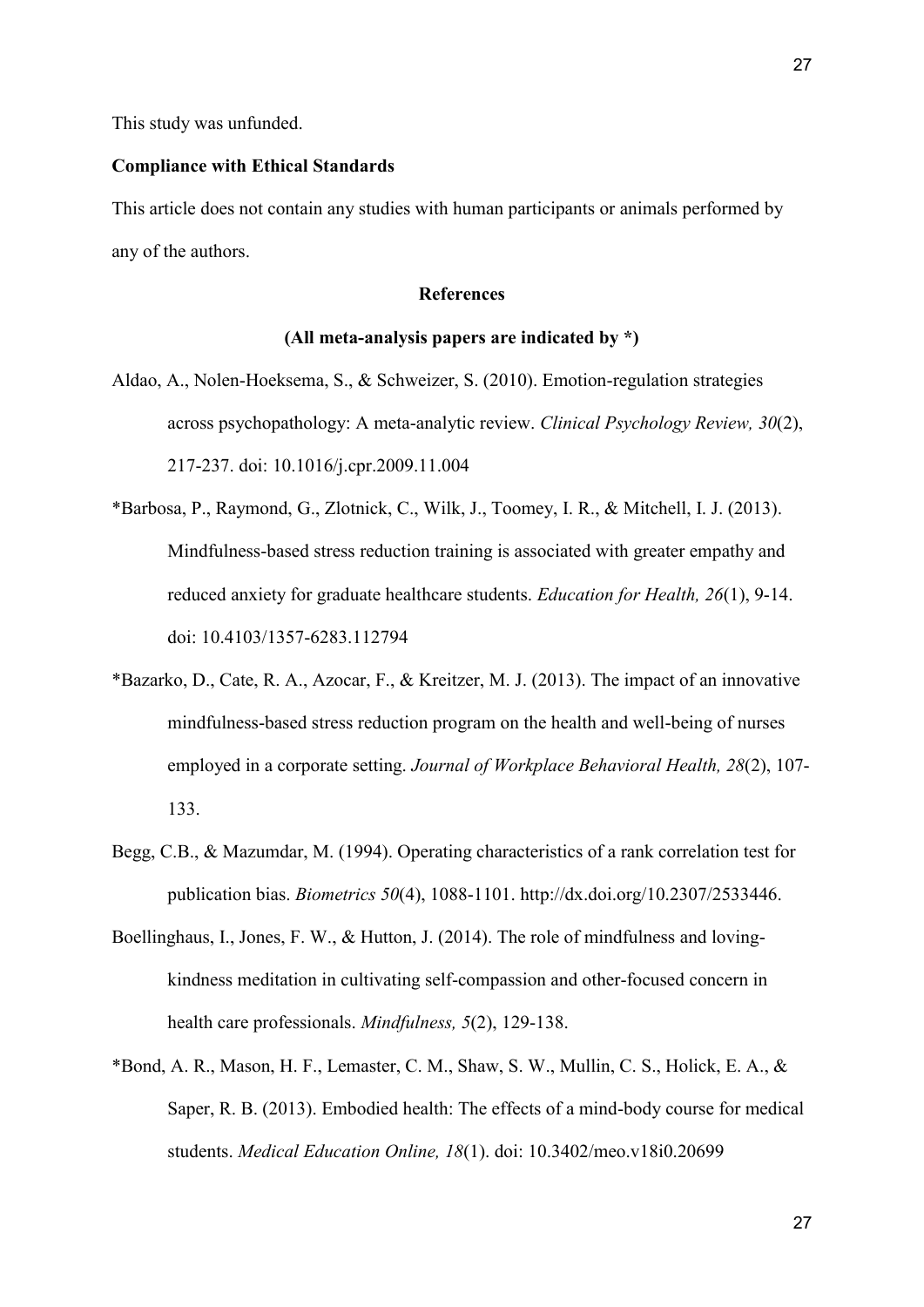This study was unfunded.

**Compliance with Ethical Standards**

This article does not contain any studies with human participants or animals performed by any of the authors.

## References

**(All meta-analysis papers are indicated by *)**

Aldao, A., Nolen-Hoeksema, S., & Schweizer, S. (2010). Emotion-regulation strategies across psychopathology: A meta-analytic review. *Clinical Psychology Review, 30*(2), 217-237. doi: 10.1016/j.cpr.2009.11.004

*Barbosa, P., Raymond, G., Zlotnick, C., Wilk, J., Toomey, I. R., & Mitchell, I. J. (2013). Mindfulness-based stress reduction training is associated with greater empathy and reduced anxiety for graduate healthcare students. *Education for Health, 26*(1), 9-14. doi: 10.4103/1357-6283.112794

*Bazarko, D., Cate, R. A., Azocar, F., & Kreitzer, M. J. (2013). The impact of an innovative mindfulness-based stress reduction program on the health and well-being of nurses employed in a corporate setting. *Journal of Workplace Behavioral Health, 28*(2), 107-133.

Begg, C.B., & Mazumdar, M. (1994). Operating characteristics of a rank correlation test for publication bias. *Biometrics 50*(4), 1088-1101. http://dx.doi.org/10.2307/2533446.

Boellinghaus, I., Jones, F. W., & Hutton, J. (2014). The role of mindfulness and loving-kindness meditation in cultivating self-compassion and other-focused concern in health care professionals. *Mindfulness, 5*(2), 129-138.

*Bond, A. R., Mason, H. F., Lemaster, C. M., Shaw, S. W., Mullin, C. S., Holick, E. A., & Saper, R. B. (2013). Embodied health: The effects of a mind-body course for medical students. *Medical Education Online, 18*(1). doi: 10.3402/meo.v18i0.20699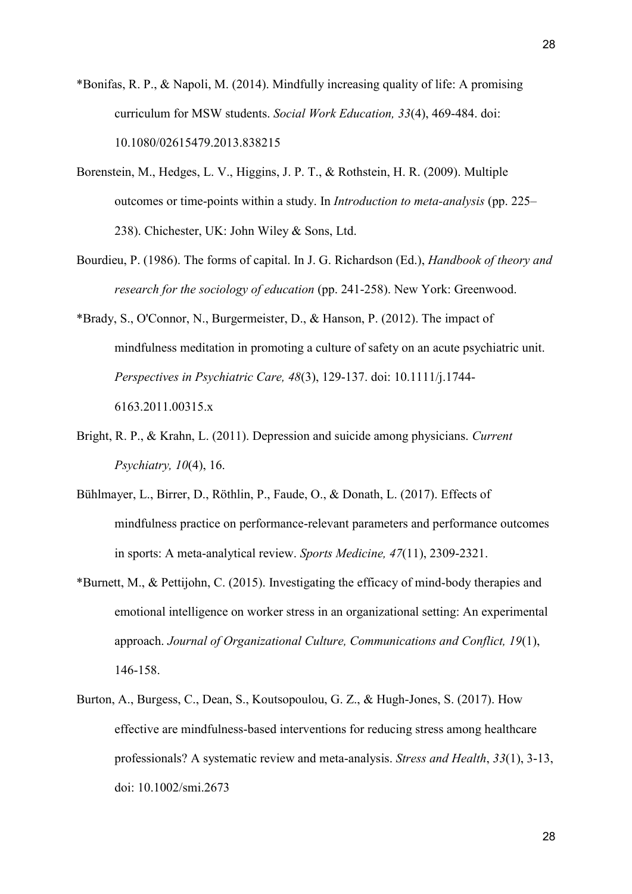*Bonifas, R. P., & Napoli, M. (2014). Mindfully increasing quality of life: A promising curriculum for MSW students. *Social Work Education, 33*(4), 469-484. doi: 10.1080/02615479.2013.838215

Borenstein, M., Hedges, L. V., Higgins, J. P. T., & Rothstein, H. R. (2009). Multiple outcomes or time-points within a study. In *Introduction to meta-analysis* (pp. 225–238). Chichester, UK: John Wiley & Sons, Ltd.

Bourdieu, P. (1986). The forms of capital. In J. G. Richardson (Ed.), *Handbook of theory and research for the sociology of education* (pp. 241-258). New York: Greenwood.

*Brady, S., O'Connor, N., Burgermeister, D., & Hanson, P. (2012). The impact of mindfulness meditation in promoting a culture of safety on an acute psychiatric unit. *Perspectives in Psychiatric Care, 48*(3), 129-137. doi: 10.1111/j.1744-6163.2011.00315.x

Bright, R. P., & Krahn, L. (2011). Depression and suicide among physicians. *Current Psychiatry, 10*(4), 16.

Bühlmayer, L., Birrer, D., Röthlin, P., Faude, O., & Donath, L. (2017). Effects of mindfulness practice on performance-relevant parameters and performance outcomes in sports: A meta-analytical review. *Sports Medicine, 47*(11), 2309-2321.

*Burnett, M., & Pettijohn, C. (2015). Investigating the efficacy of mind-body therapies and emotional intelligence on worker stress in an organizational setting: An experimental approach. *Journal of Organizational Culture, Communications and Conflict, 19*(1), 146-158.

Burton, A., Burgess, C., Dean, S., Koutsopoulou, G. Z., & Hugh-Jones, S. (2017). How effective are mindfulness-based interventions for reducing stress among healthcare professionals? A systematic review and meta-analysis. *Stress and Health*, *33*(1), 3-13, doi: 10.1002/smi.2673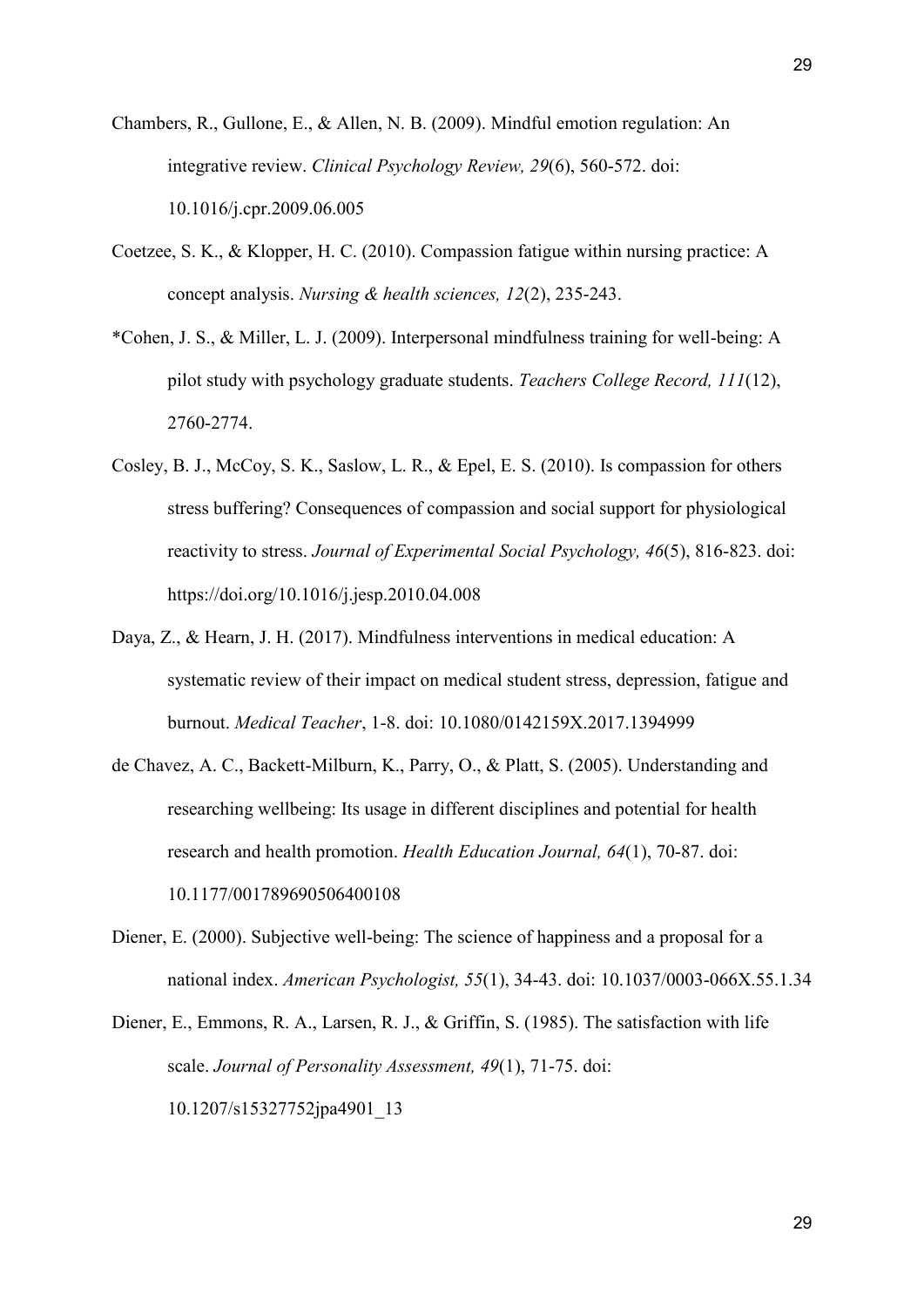Chambers, R., Gullone, E., & Allen, N. B. (2009). Mindful emotion regulation: An integrative review. *Clinical Psychology Review, 29*(6), 560-572. doi: 10.1016/j.cpr.2009.06.005

Coetzee, S. K., & Klopper, H. C. (2010). Compassion fatigue within nursing practice: A concept analysis. *Nursing & health sciences, 12*(2), 235-243.

*Cohen, J. S., & Miller, L. J. (2009). Interpersonal mindfulness training for well-being: A pilot study with psychology graduate students. *Teachers College Record, 111*(12), 2760-2774.

Cosley, B. J., McCoy, S. K., Saslow, L. R., & Epel, E. S. (2010). Is compassion for others stress buffering? Consequences of compassion and social support for physiological reactivity to stress. *Journal of Experimental Social Psychology, 46*(5), 816-823. doi: https://doi.org/10.1016/j.jesp.2010.04.008

Daya, Z., & Hearn, J. H. (2017). Mindfulness interventions in medical education: A systematic review of their impact on medical student stress, depression, fatigue and burnout. *Medical Teacher*, 1-8. doi: 10.1080/0142159X.2017.1394999

de Chavez, A. C., Backett-Milburn, K., Parry, O., & Platt, S. (2005). Understanding and researching wellbeing: Its usage in different disciplines and potential for health research and health promotion. *Health Education Journal, 64*(1), 70-87. doi: 10.1177/001789690506400108

Diener, E. (2000). Subjective well-being: The science of happiness and a proposal for a national index. *American Psychologist, 55*(1), 34-43. doi: 10.1037/0003-066X.55.1.34

Diener, E., Emmons, R. A., Larsen, R. J., & Griffin, S. (1985). The satisfaction with life scale. *Journal of Personality Assessment, 49*(1), 71-75. doi: 10.1207/s15327752jpa4901_13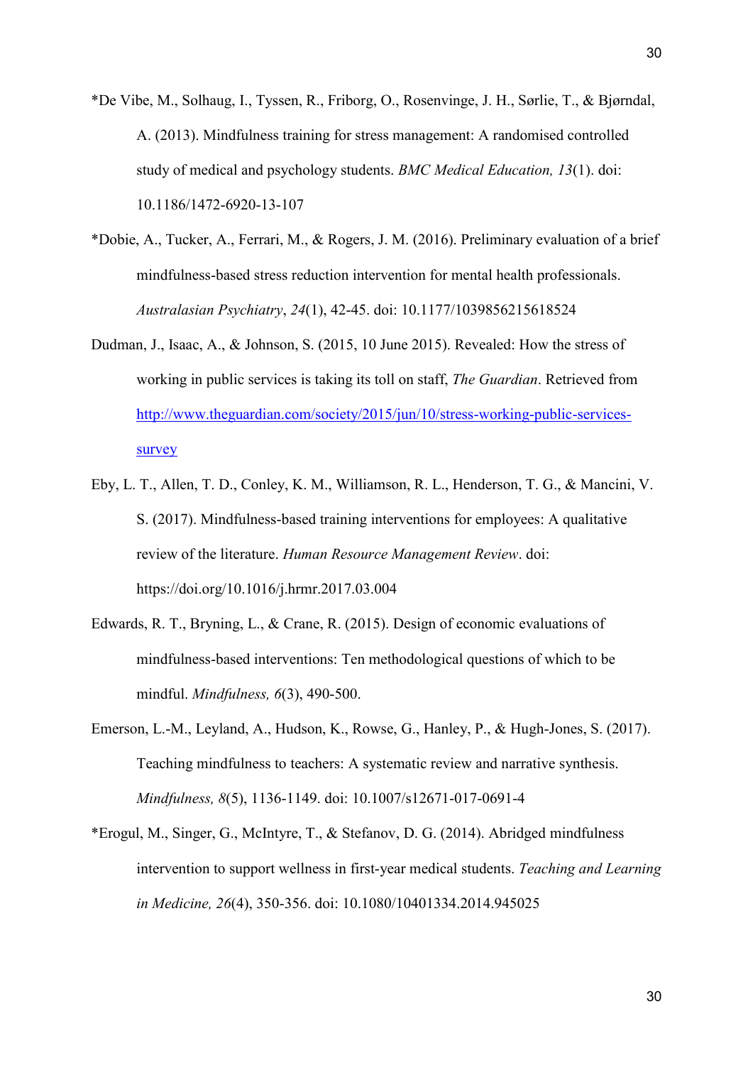*De Vibe, M., Solhaug, I., Tyssen, R., Friborg, O., Rosenvinge, J. H., Sørlie, T., & Bjørndal, A. (2013). Mindfulness training for stress management: A randomised controlled study of medical and psychology students. *BMC Medical Education, 13*(1). doi: 10.1186/1472-6920-13-107

*Dobie, A., Tucker, A., Ferrari, M., & Rogers, J. M. (2016). Preliminary evaluation of a brief mindfulness-based stress reduction intervention for mental health professionals. *Australasian Psychiatry*, *24*(1), 42-45. doi: 10.1177/1039856215618524

Dudman, J., Isaac, A., & Johnson, S. (2015, 10 June 2015). Revealed: How the stress of working in public services is taking its toll on staff, *The Guardian*. Retrieved from http://www.theguardian.com/society/2015/jun/10/stress-working-public-services-survey

Eby, L. T., Allen, T. D., Conley, K. M., Williamson, R. L., Henderson, T. G., & Mancini, V. S. (2017). Mindfulness-based training interventions for employees: A qualitative review of the literature. *Human Resource Management Review*. doi: https://doi.org/10.1016/j.hrmr.2017.03.004

Edwards, R. T., Bryning, L., & Crane, R. (2015). Design of economic evaluations of mindfulness-based interventions: Ten methodological questions of which to be mindful. *Mindfulness, 6*(3), 490-500.

Emerson, L.-M., Leyland, A., Hudson, K., Rowse, G., Hanley, P., & Hugh-Jones, S. (2017). Teaching mindfulness to teachers: A systematic review and narrative synthesis. *Mindfulness, 8*(5), 1136-1149. doi: 10.1007/s12671-017-0691-4

*Erogul, M., Singer, G., McIntyre, T., & Stefanov, D. G. (2014). Abridged mindfulness intervention to support wellness in first-year medical students. *Teaching and Learning in Medicine, 26*(4), 350-356. doi: 10.1080/10401334.2014.945025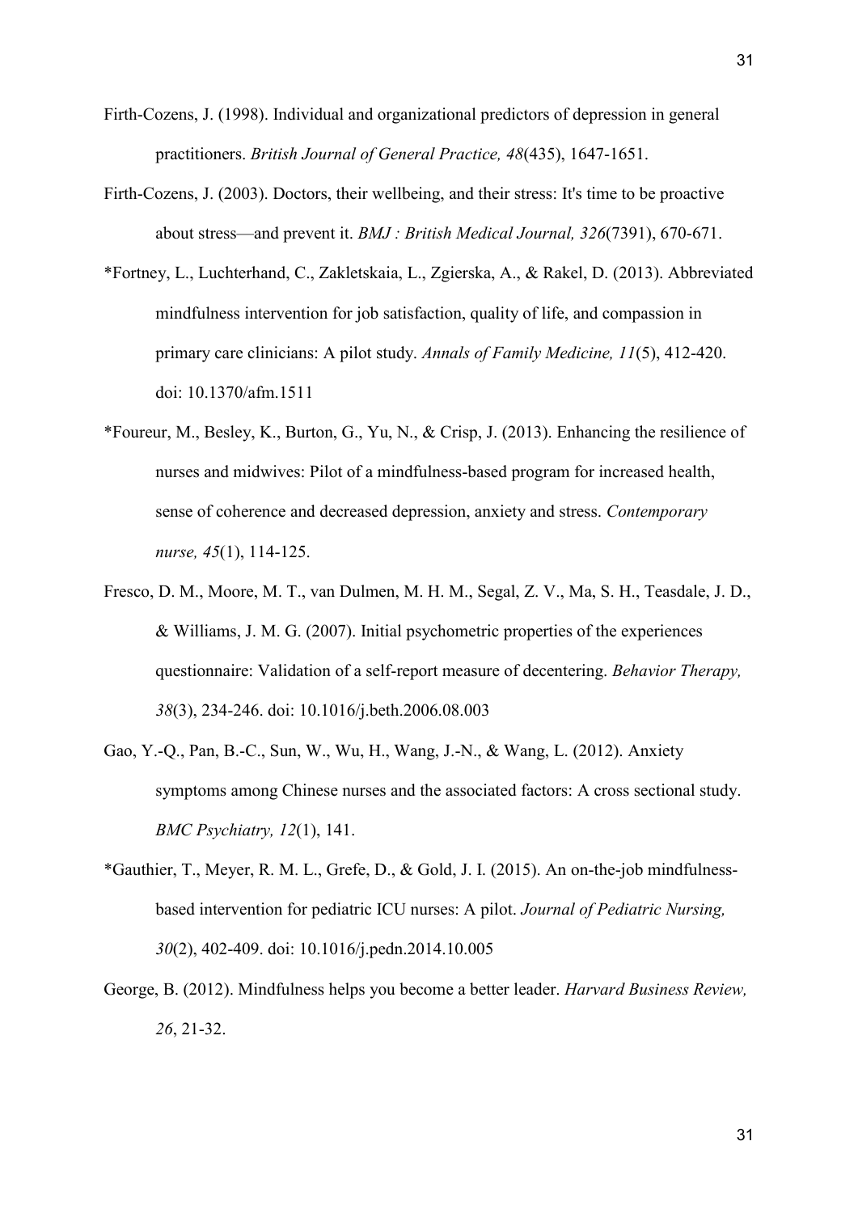Firth-Cozens, J. (1998). Individual and organizational predictors of depression in general practitioners. *British Journal of General Practice, 48*(435), 1647-1651.

Firth-Cozens, J. (2003). Doctors, their wellbeing, and their stress: It's time to be proactive about stress—and prevent it. *BMJ : British Medical Journal, 326*(7391), 670-671.

*Fortney, L., Luchterhand, C., Zakletskaia, L., Zgierska, A., & Rakel, D. (2013). Abbreviated mindfulness intervention for job satisfaction, quality of life, and compassion in primary care clinicians: A pilot study. *Annals of Family Medicine, 11*(5), 412-420. doi: 10.1370/afm.1511

*Foureur, M., Besley, K., Burton, G., Yu, N., & Crisp, J. (2013). Enhancing the resilience of nurses and midwives: Pilot of a mindfulness-based program for increased health, sense of coherence and decreased depression, anxiety and stress. *Contemporary nurse, 45*(1), 114-125.

Fresco, D. M., Moore, M. T., van Dulmen, M. H. M., Segal, Z. V., Ma, S. H., Teasdale, J. D., & Williams, J. M. G. (2007). Initial psychometric properties of the experiences questionnaire: Validation of a self-report measure of decentering. *Behavior Therapy, 38*(3), 234-246. doi: 10.1016/j.beth.2006.08.003

Gao, Y.-Q., Pan, B.-C., Sun, W., Wu, H., Wang, J.-N., & Wang, L. (2012). Anxiety symptoms among Chinese nurses and the associated factors: A cross sectional study. *BMC Psychiatry, 12*(1), 141.

*Gauthier, T., Meyer, R. M. L., Grefe, D., & Gold, J. I. (2015). An on-the-job mindfulness-based intervention for pediatric ICU nurses: A pilot. *Journal of Pediatric Nursing, 30*(2), 402-409. doi: 10.1016/j.pedn.2014.10.005

George, B. (2012). Mindfulness helps you become a better leader. *Harvard Business Review, 26*, 21-32.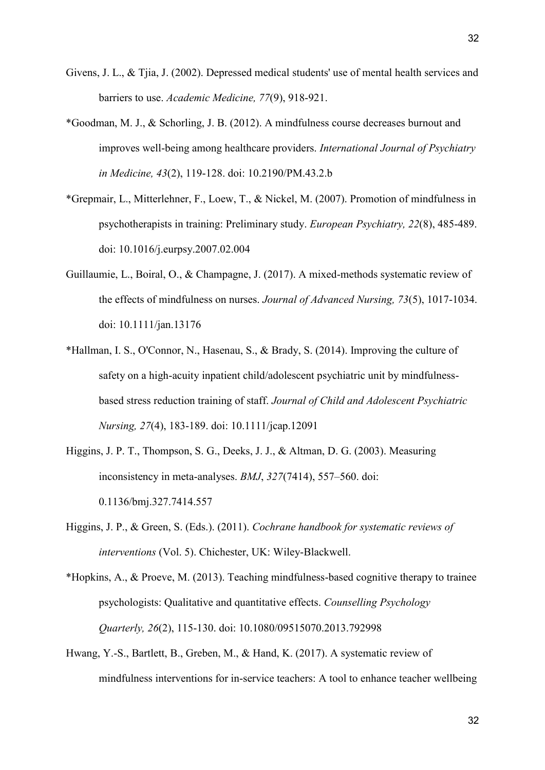Givens, J. L., & Tjia, J. (2002). Depressed medical students' use of mental health services and barriers to use. *Academic Medicine, 77*(9), 918-921.

*Goodman, M. J., & Schorling, J. B. (2012). A mindfulness course decreases burnout and improves well-being among healthcare providers. *International Journal of Psychiatry in Medicine, 43*(2), 119-128. doi: 10.2190/PM.43.2.b

*Grepmair, L., Mitterlehner, F., Loew, T., & Nickel, M. (2007). Promotion of mindfulness in psychotherapists in training: Preliminary study. *European Psychiatry, 22*(8), 485-489. doi: 10.1016/j.eurpsy.2007.02.004

Guillaumie, L., Boiral, O., & Champagne, J. (2017). A mixed-methods systematic review of the effects of mindfulness on nurses. *Journal of Advanced Nursing, 73*(5), 1017-1034. doi: 10.1111/jan.13176

*Hallman, I. S., O'Connor, N., Hasenau, S., & Brady, S. (2014). Improving the culture of safety on a high-acuity inpatient child/adolescent psychiatric unit by mindfulness-based stress reduction training of staff. *Journal of Child and Adolescent Psychiatric Nursing, 27*(4), 183-189. doi: 10.1111/jcap.12091

Higgins, J. P. T., Thompson, S. G., Deeks, J. J., & Altman, D. G. (2003). Measuring inconsistency in meta-analyses. *BMJ*, *327*(7414), 557–560. doi: 0.1136/bmj.327.7414.557

Higgins, J. P., & Green, S. (Eds.). (2011). *Cochrane handbook for systematic reviews of interventions* (Vol. 5). Chichester, UK: Wiley-Blackwell.

*Hopkins, A., & Proeve, M. (2013). Teaching mindfulness-based cognitive therapy to trainee psychologists: Qualitative and quantitative effects. *Counselling Psychology Quarterly, 26*(2), 115-130. doi: 10.1080/09515070.2013.792998

Hwang, Y.-S., Bartlett, B., Greben, M., & Hand, K. (2017). A systematic review of mindfulness interventions for in-service teachers: A tool to enhance teacher wellbeing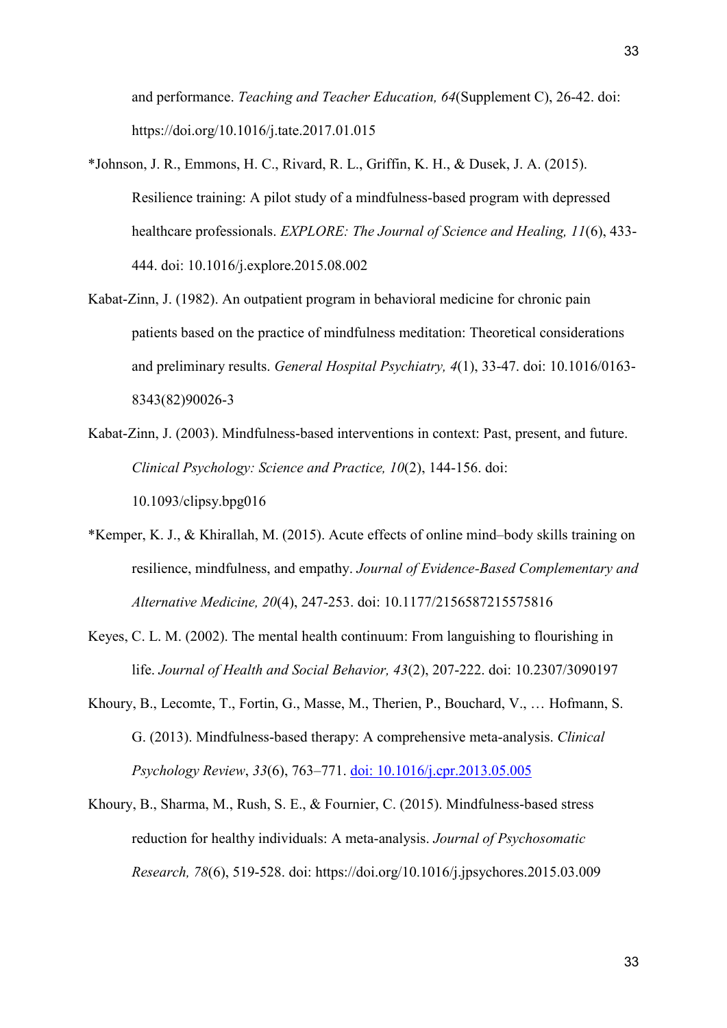and performance. *Teaching and Teacher Education, 64*(Supplement C), 26-42. doi: https://doi.org/10.1016/j.tate.2017.01.015

*Johnson, J. R., Emmons, H. C., Rivard, R. L., Griffin, K. H., & Dusek, J. A. (2015). Resilience training: A pilot study of a mindfulness-based program with depressed healthcare professionals. *EXPLORE: The Journal of Science and Healing, 11*(6), 433-444. doi: 10.1016/j.explore.2015.08.002

Kabat-Zinn, J. (1982). An outpatient program in behavioral medicine for chronic pain patients based on the practice of mindfulness meditation: Theoretical considerations and preliminary results. *General Hospital Psychiatry, 4*(1), 33-47. doi: 10.1016/0163-8343(82)90026-3

Kabat-Zinn, J. (2003). Mindfulness-based interventions in context: Past, present, and future. *Clinical Psychology: Science and Practice, 10*(2), 144-156. doi: 10.1093/clipsy.bpg016

*Kemper, K. J., & Khirallah, M. (2015). Acute effects of online mind–body skills training on resilience, mindfulness, and empathy. *Journal of Evidence-Based Complementary and Alternative Medicine, 20*(4), 247-253. doi: 10.1177/2156587215575816

Keyes, C. L. M. (2002). The mental health continuum: From languishing to flourishing in life. *Journal of Health and Social Behavior, 43*(2), 207-222. doi: 10.2307/3090197

Khoury, B., Lecomte, T., Fortin, G., Masse, M., Therien, P., Bouchard, V., … Hofmann, S. G. (2013). Mindfulness-based therapy: A comprehensive meta-analysis. *Clinical Psychology Review*, *33*(6), 763–771. doi: 10.1016/j.cpr.2013.05.005

Khoury, B., Sharma, M., Rush, S. E., & Fournier, C. (2015). Mindfulness-based stress reduction for healthy individuals: A meta-analysis. *Journal of Psychosomatic Research, 78*(6), 519-528. doi: https://doi.org/10.1016/j.jpsychores.2015.03.009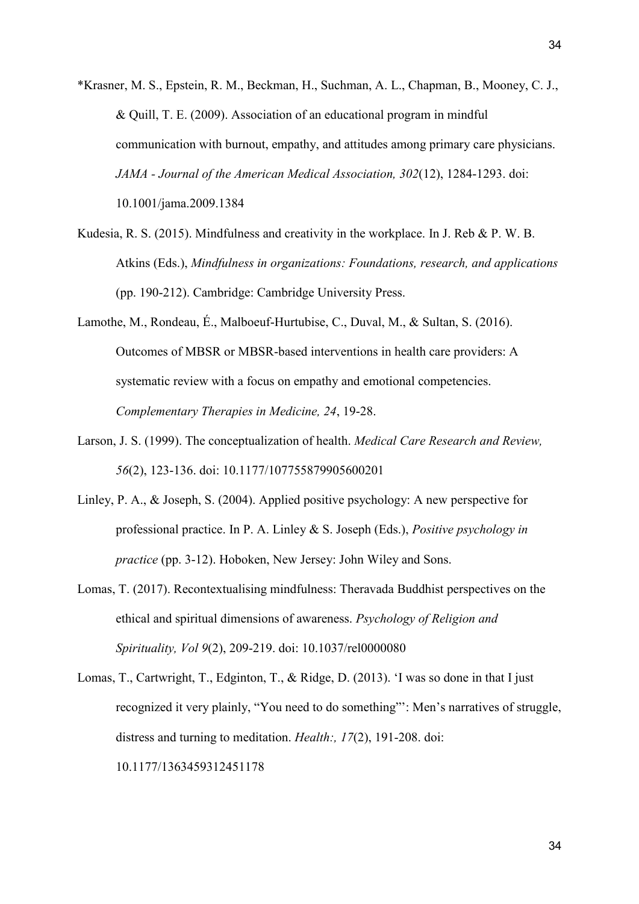*Krasner, M. S., Epstein, R. M., Beckman, H., Suchman, A. L., Chapman, B., Mooney, C. J., & Quill, T. E. (2009). Association of an educational program in mindful communication with burnout, empathy, and attitudes among primary care physicians. *JAMA - Journal of the American Medical Association, 302*(12), 1284-1293. doi: 10.1001/jama.2009.1384

Kudesia, R. S. (2015). Mindfulness and creativity in the workplace. In J. Reb & P. W. B. Atkins (Eds.), *Mindfulness in organizations: Foundations, research, and applications* (pp. 190-212). Cambridge: Cambridge University Press.

Lamothe, M., Rondeau, É., Malboeuf-Hurtubise, C., Duval, M., & Sultan, S. (2016). Outcomes of MBSR or MBSR-based interventions in health care providers: A systematic review with a focus on empathy and emotional competencies. *Complementary Therapies in Medicine, 24*, 19-28.

Larson, J. S. (1999). The conceptualization of health. *Medical Care Research and Review, 56*(2), 123-136. doi: 10.1177/107755879905600201

Linley, P. A., & Joseph, S. (2004). Applied positive psychology: A new perspective for professional practice. In P. A. Linley & S. Joseph (Eds.), *Positive psychology in practice* (pp. 3-12). Hoboken, New Jersey: John Wiley and Sons.

Lomas, T. (2017). Recontextualising mindfulness: Theravada Buddhist perspectives on the ethical and spiritual dimensions of awareness. *Psychology of Religion and Spirituality, Vol 9*(2), 209-219. doi: 10.1037/rel0000080

Lomas, T., Cartwright, T., Edginton, T., & Ridge, D. (2013). 'I was so done in that I just recognized it very plainly, "You need to do something"': Men's narratives of struggle, distress and turning to meditation. *Health:, 17*(2), 191-208. doi: 10.1177/1363459312451178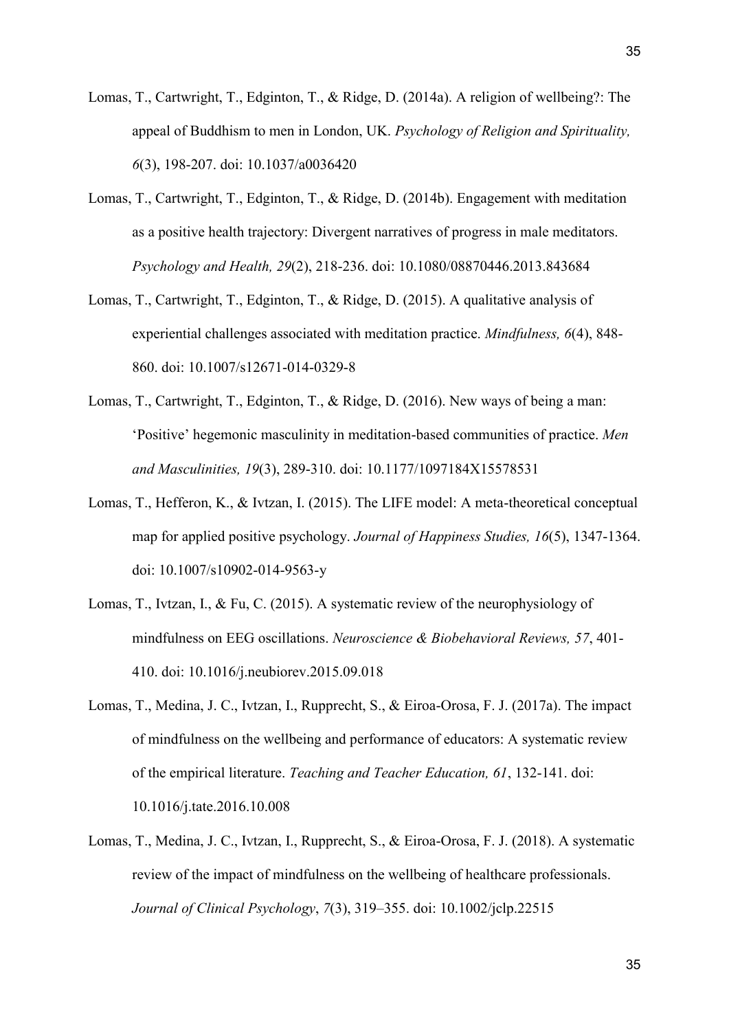Lomas, T., Cartwright, T., Edginton, T., & Ridge, D. (2014a). A religion of wellbeing?: The appeal of Buddhism to men in London, UK. *Psychology of Religion and Spirituality, 6*(3), 198-207. doi: 10.1037/a0036420

Lomas, T., Cartwright, T., Edginton, T., & Ridge, D. (2014b). Engagement with meditation as a positive health trajectory: Divergent narratives of progress in male meditators. *Psychology and Health, 29*(2), 218-236. doi: 10.1080/08870446.2013.843684

Lomas, T., Cartwright, T., Edginton, T., & Ridge, D. (2015). A qualitative analysis of experiential challenges associated with meditation practice. *Mindfulness, 6*(4), 848-860. doi: 10.1007/s12671-014-0329-8

Lomas, T., Cartwright, T., Edginton, T., & Ridge, D. (2016). New ways of being a man: 'Positive' hegemonic masculinity in meditation-based communities of practice. *Men and Masculinities, 19*(3), 289-310. doi: 10.1177/1097184X15578531

Lomas, T., Hefferon, K., & Ivtzan, I. (2015). The LIFE model: A meta-theoretical conceptual map for applied positive psychology. *Journal of Happiness Studies, 16*(5), 1347-1364. doi: 10.1007/s10902-014-9563-y

Lomas, T., Ivtzan, I., & Fu, C. (2015). A systematic review of the neurophysiology of mindfulness on EEG oscillations. *Neuroscience & Biobehavioral Reviews, 57*, 401-410. doi: 10.1016/j.neubiorev.2015.09.018

Lomas, T., Medina, J. C., Ivtzan, I., Rupprecht, S., & Eiroa-Orosa, F. J. (2017a). The impact of mindfulness on the wellbeing and performance of educators: A systematic review of the empirical literature. *Teaching and Teacher Education, 61*, 132-141. doi: 10.1016/j.tate.2016.10.008

Lomas, T., Medina, J. C., Ivtzan, I., Rupprecht, S., & Eiroa-Orosa, F. J. (2018). A systematic review of the impact of mindfulness on the wellbeing of healthcare professionals. *Journal of Clinical Psychology*, *7*(3), 319–355. doi: 10.1002/jclp.22515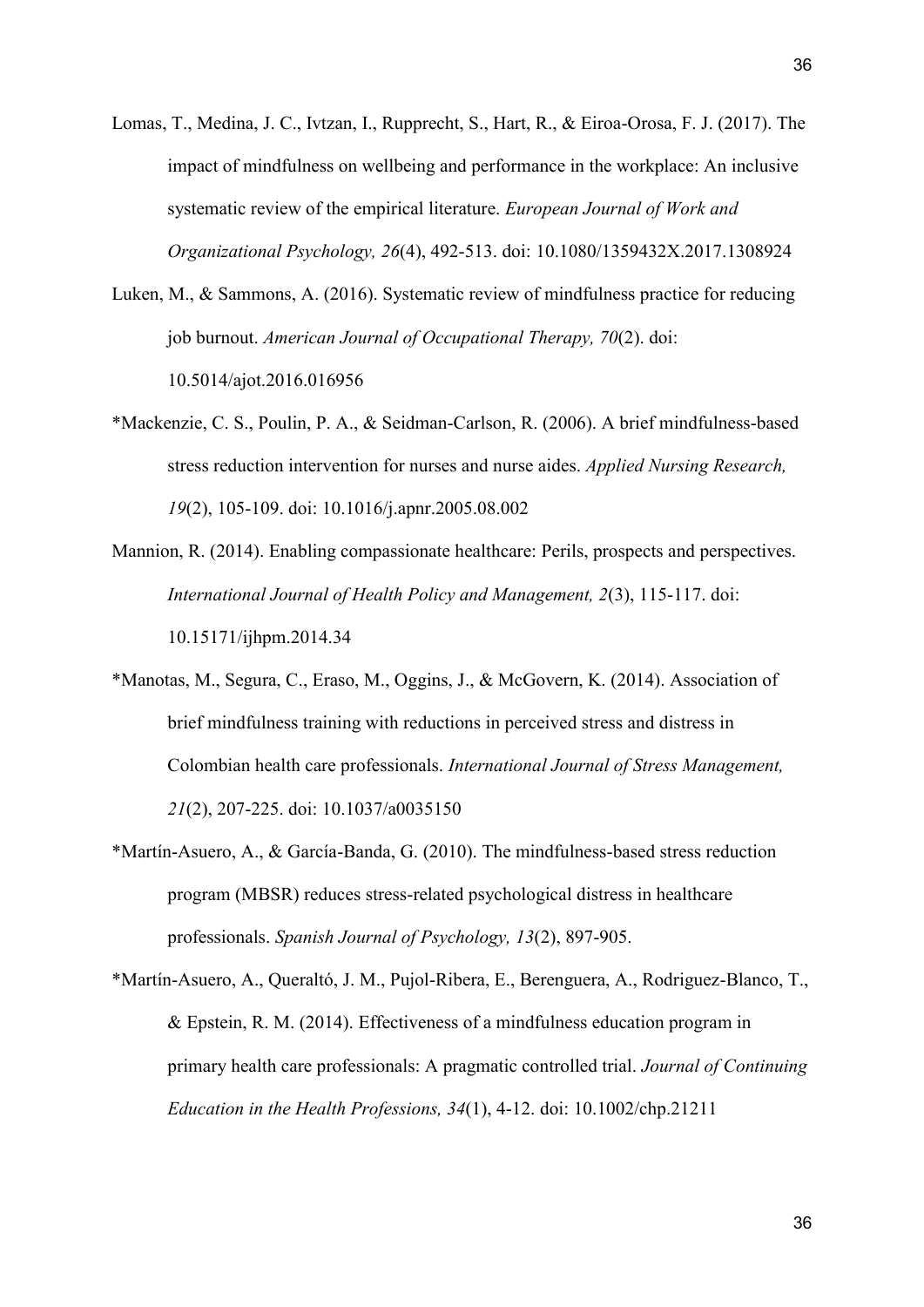Lomas, T., Medina, J. C., Ivtzan, I., Rupprecht, S., Hart, R., & Eiroa-Orosa, F. J. (2017). The impact of mindfulness on wellbeing and performance in the workplace: An inclusive systematic review of the empirical literature. *European Journal of Work and Organizational Psychology, 26*(4), 492-513. doi: 10.1080/1359432X.2017.1308924

Luken, M., & Sammons, A. (2016). Systematic review of mindfulness practice for reducing job burnout. *American Journal of Occupational Therapy, 70*(2). doi: 10.5014/ajot.2016.016956

*Mackenzie, C. S., Poulin, P. A., & Seidman-Carlson, R. (2006). A brief mindfulness-based stress reduction intervention for nurses and nurse aides. *Applied Nursing Research, 19*(2), 105-109. doi: 10.1016/j.apnr.2005.08.002

Mannion, R. (2014). Enabling compassionate healthcare: Perils, prospects and perspectives. *International Journal of Health Policy and Management, 2*(3), 115-117. doi: 10.15171/ijhpm.2014.34

*Manotas, M., Segura, C., Eraso, M., Oggins, J., & McGovern, K. (2014). Association of brief mindfulness training with reductions in perceived stress and distress in Colombian health care professionals. *International Journal of Stress Management, 21*(2), 207-225. doi: 10.1037/a0035150

*Martín-Asuero, A., & García-Banda, G. (2010). The mindfulness-based stress reduction program (MBSR) reduces stress-related psychological distress in healthcare professionals. *Spanish Journal of Psychology, 13*(2), 897-905.

*Martín-Asuero, A., Queraltó, J. M., Pujol-Ribera, E., Berenguera, A., Rodriguez-Blanco, T., & Epstein, R. M. (2014). Effectiveness of a mindfulness education program in primary health care professionals: A pragmatic controlled trial. *Journal of Continuing Education in the Health Professions, 34*(1), 4-12. doi: 10.1002/chp.21211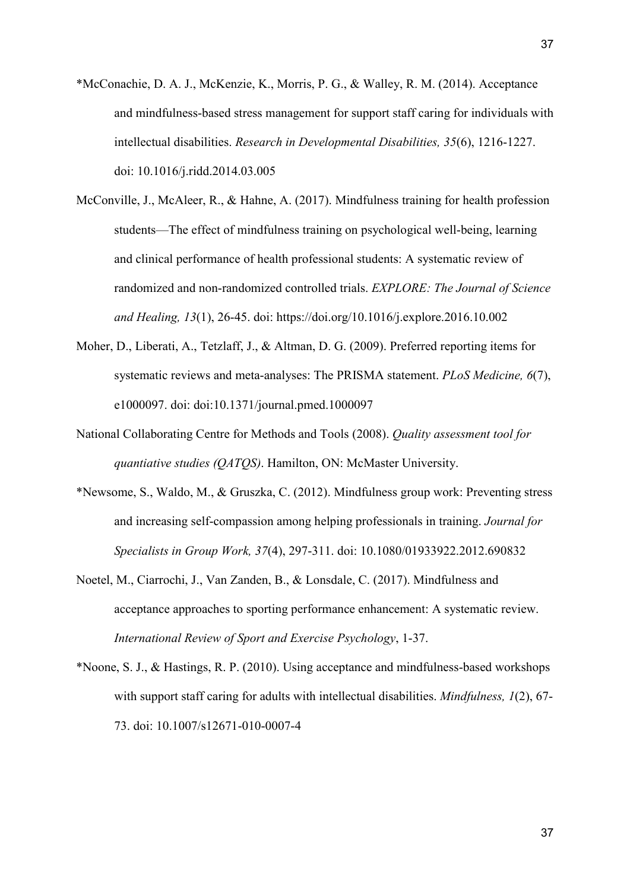*McConachie, D. A. J., McKenzie, K., Morris, P. G., & Walley, R. M. (2014). Acceptance and mindfulness-based stress management for support staff caring for individuals with intellectual disabilities. *Research in Developmental Disabilities, 35*(6), 1216-1227. doi: 10.1016/j.ridd.2014.03.005

McConville, J., McAleer, R., & Hahne, A. (2017). Mindfulness training for health profession students—The effect of mindfulness training on psychological well-being, learning and clinical performance of health professional students: A systematic review of randomized and non-randomized controlled trials. *EXPLORE: The Journal of Science and Healing, 13*(1), 26-45. doi: https://doi.org/10.1016/j.explore.2016.10.002

Moher, D., Liberati, A., Tetzlaff, J., & Altman, D. G. (2009). Preferred reporting items for systematic reviews and meta-analyses: The PRISMA statement. *PLoS Medicine, 6*(7), e1000097. doi: doi:10.1371/journal.pmed.1000097

National Collaborating Centre for Methods and Tools (2008). *Quality assessment tool for quantiative studies (QATQS)*. Hamilton, ON: McMaster University.

*Newsome, S., Waldo, M., & Gruszka, C. (2012). Mindfulness group work: Preventing stress and increasing self-compassion among helping professionals in training. *Journal for Specialists in Group Work, 37*(4), 297-311. doi: 10.1080/01933922.2012.690832

Noetel, M., Ciarrochi, J., Van Zanden, B., & Lonsdale, C. (2017). Mindfulness and acceptance approaches to sporting performance enhancement: A systematic review. *International Review of Sport and Exercise Psychology*, 1-37.

*Noone, S. J., & Hastings, R. P. (2010). Using acceptance and mindfulness-based workshops with support staff caring for adults with intellectual disabilities. *Mindfulness, 1*(2), 67-73. doi: 10.1007/s12671-010-0007-4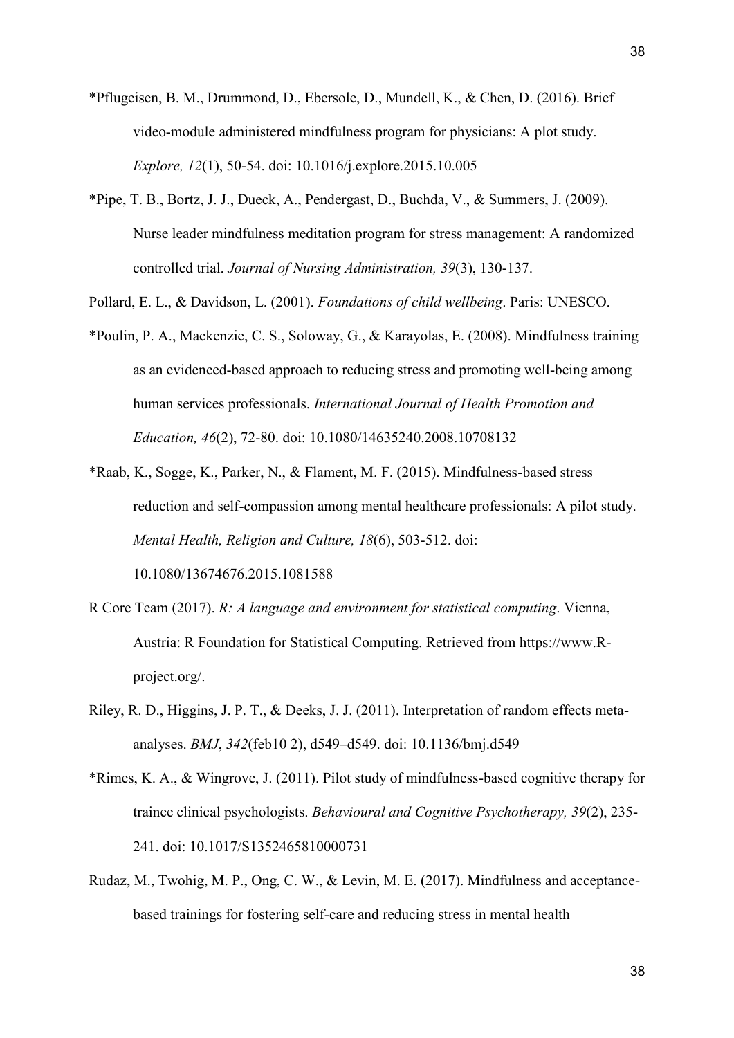*Pflugeisen, B. M., Drummond, D., Ebersole, D., Mundell, K., & Chen, D. (2016). Brief video-module administered mindfulness program for physicians: A plot study. *Explore, 12*(1), 50-54. doi: 10.1016/j.explore.2015.10.005

*Pipe, T. B., Bortz, J. J., Dueck, A., Pendergast, D., Buchda, V., & Summers, J. (2009). Nurse leader mindfulness meditation program for stress management: A randomized controlled trial. *Journal of Nursing Administration, 39*(3), 130-137.

Pollard, E. L., & Davidson, L. (2001). *Foundations of child wellbeing*. Paris: UNESCO.

*Poulin, P. A., Mackenzie, C. S., Soloway, G., & Karayolas, E. (2008). Mindfulness training as an evidenced-based approach to reducing stress and promoting well-being among human services professionals. *International Journal of Health Promotion and Education, 46*(2), 72-80. doi: 10.1080/14635240.2008.10708132

*Raab, K., Sogge, K., Parker, N., & Flament, M. F. (2015). Mindfulness-based stress reduction and self-compassion among mental healthcare professionals: A pilot study. *Mental Health, Religion and Culture, 18*(6), 503-512. doi: 10.1080/13674676.2015.1081588

R Core Team (2017). *R: A language and environment for statistical computing*. Vienna, Austria: R Foundation for Statistical Computing. Retrieved from https://www.R-project.org/.

Riley, R. D., Higgins, J. P. T., & Deeks, J. J. (2011). Interpretation of random effects meta-analyses. *BMJ*, *342*(feb10 2), d549–d549. doi: 10.1136/bmj.d549

*Rimes, K. A., & Wingrove, J. (2011). Pilot study of mindfulness-based cognitive therapy for trainee clinical psychologists. *Behavioural and Cognitive Psychotherapy, 39*(2), 235-241. doi: 10.1017/S1352465810000731

Rudaz, M., Twohig, M. P., Ong, C. W., & Levin, M. E. (2017). Mindfulness and acceptance-based trainings for fostering self-care and reducing stress in mental health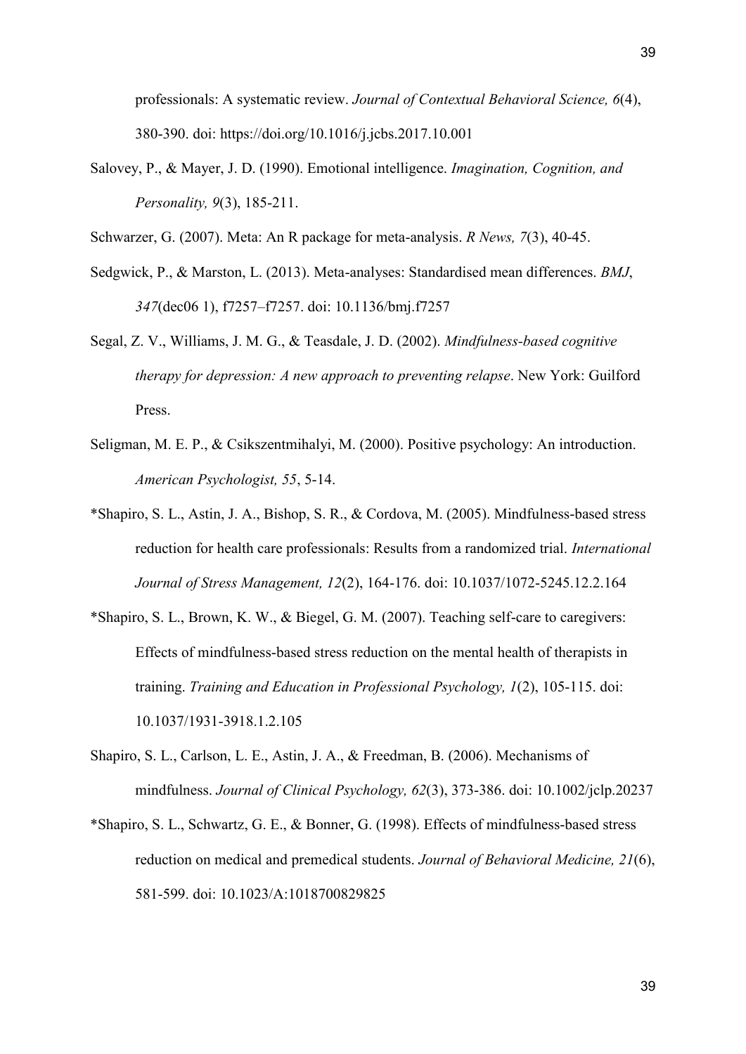professionals: A systematic review. *Journal of Contextual Behavioral Science, 6*(4), 380-390. doi: https://doi.org/10.1016/j.jcbs.2017.10.001

Salovey, P., & Mayer, J. D. (1990). Emotional intelligence. *Imagination, Cognition, and Personality, 9*(3), 185-211.

Schwarzer, G. (2007). Meta: An R package for meta-analysis. *R News, 7*(3), 40-45.

Sedgwick, P., & Marston, L. (2013). Meta-analyses: Standardised mean differences. *BMJ*, *347*(dec06 1), f7257–f7257. doi: 10.1136/bmj.f7257

Segal, Z. V., Williams, J. M. G., & Teasdale, J. D. (2002). *Mindfulness-based cognitive therapy for depression: A new approach to preventing relapse*. New York: Guilford Press.

Seligman, M. E. P., & Csikszentmihalyi, M. (2000). Positive psychology: An introduction. *American Psychologist, 55*, 5-14.

*Shapiro, S. L., Astin, J. A., Bishop, S. R., & Cordova, M. (2005). Mindfulness-based stress reduction for health care professionals: Results from a randomized trial. *International Journal of Stress Management, 12*(2), 164-176. doi: 10.1037/1072-5245.12.2.164

*Shapiro, S. L., Brown, K. W., & Biegel, G. M. (2007). Teaching self-care to caregivers: Effects of mindfulness-based stress reduction on the mental health of therapists in training. *Training and Education in Professional Psychology, 1*(2), 105-115. doi: 10.1037/1931-3918.1.2.105

Shapiro, S. L., Carlson, L. E., Astin, J. A., & Freedman, B. (2006). Mechanisms of mindfulness. *Journal of Clinical Psychology, 62*(3), 373-386. doi: 10.1002/jclp.20237

*Shapiro, S. L., Schwartz, G. E., & Bonner, G. (1998). Effects of mindfulness-based stress reduction on medical and premedical students. *Journal of Behavioral Medicine, 21*(6), 581-599. doi: 10.1023/A:1018700829825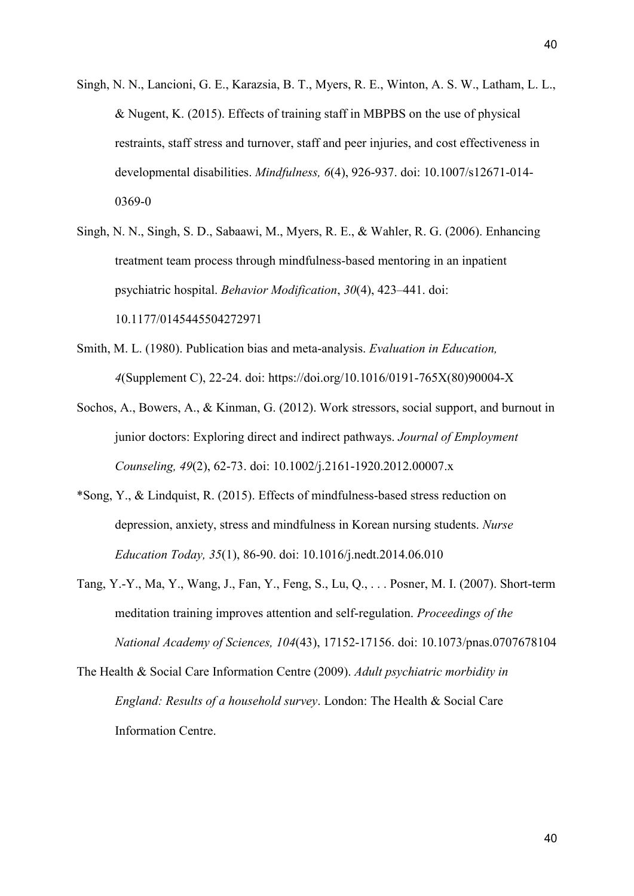Singh, N. N., Lancioni, G. E., Karazsia, B. T., Myers, R. E., Winton, A. S. W., Latham, L. L., & Nugent, K. (2015). Effects of training staff in MBPBS on the use of physical restraints, staff stress and turnover, staff and peer injuries, and cost effectiveness in developmental disabilities. *Mindfulness, 6*(4), 926-937. doi: 10.1007/s12671-014-0369-0

Singh, N. N., Singh, S. D., Sabaawi, M., Myers, R. E., & Wahler, R. G. (2006). Enhancing treatment team process through mindfulness-based mentoring in an inpatient psychiatric hospital. *Behavior Modification*, *30*(4), 423–441. doi: 10.1177/0145445504272971

Smith, M. L. (1980). Publication bias and meta-analysis. *Evaluation in Education, 4*(Supplement C), 22-24. doi: https://doi.org/10.1016/0191-765X(80)90004-X

Sochos, A., Bowers, A., & Kinman, G. (2012). Work stressors, social support, and burnout in junior doctors: Exploring direct and indirect pathways. *Journal of Employment Counseling, 49*(2), 62-73. doi: 10.1002/j.2161-1920.2012.00007.x

*Song, Y., & Lindquist, R. (2015). Effects of mindfulness-based stress reduction on depression, anxiety, stress and mindfulness in Korean nursing students. *Nurse Education Today, 35*(1), 86-90. doi: 10.1016/j.nedt.2014.06.010

Tang, Y.-Y., Ma, Y., Wang, J., Fan, Y., Feng, S., Lu, Q., . . . Posner, M. I. (2007). Short-term meditation training improves attention and self-regulation. *Proceedings of the National Academy of Sciences, 104*(43), 17152-17156. doi: 10.1073/pnas.0707678104

The Health & Social Care Information Centre (2009). *Adult psychiatric morbidity in England: Results of a household survey*. London: The Health & Social Care Information Centre.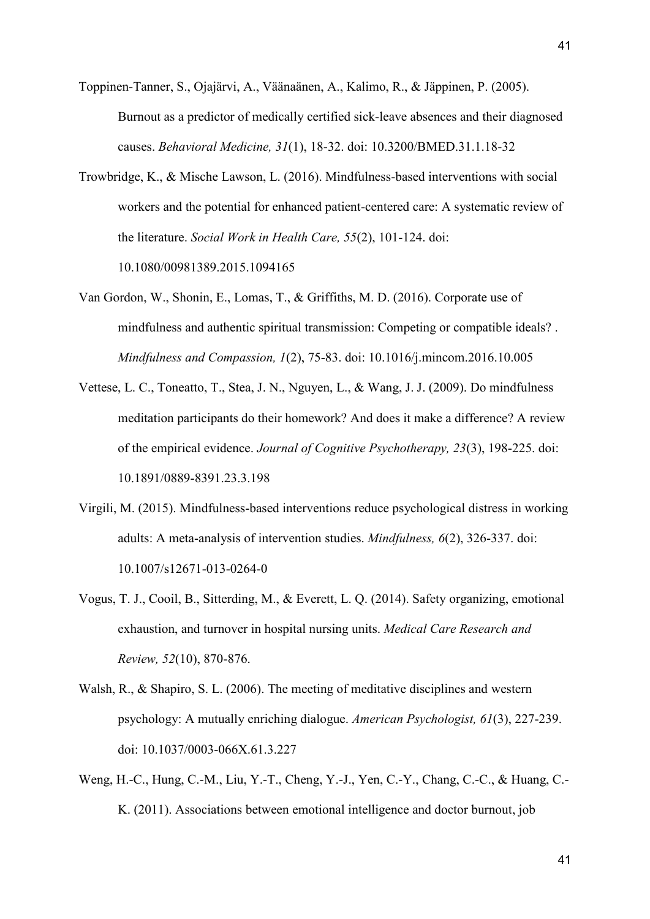Toppinen-Tanner, S., Ojajärvi, A., Väänaänen, A., Kalimo, R., & Jäppinen, P. (2005). Burnout as a predictor of medically certified sick-leave absences and their diagnosed causes. *Behavioral Medicine, 31*(1), 18-32. doi: 10.3200/BMED.31.1.18-32

Trowbridge, K., & Mische Lawson, L. (2016). Mindfulness-based interventions with social workers and the potential for enhanced patient-centered care: A systematic review of the literature. *Social Work in Health Care, 55*(2), 101-124. doi: 10.1080/00981389.2015.1094165

Van Gordon, W., Shonin, E., Lomas, T., & Griffiths, M. D. (2016). Corporate use of mindfulness and authentic spiritual transmission: Competing or compatible ideals? . *Mindfulness and Compassion, 1*(2), 75-83. doi: 10.1016/j.mincom.2016.10.005

Vettese, L. C., Toneatto, T., Stea, J. N., Nguyen, L., & Wang, J. J. (2009). Do mindfulness meditation participants do their homework? And does it make a difference? A review of the empirical evidence. *Journal of Cognitive Psychotherapy, 23*(3), 198-225. doi: 10.1891/0889-8391.23.3.198

Virgili, M. (2015). Mindfulness-based interventions reduce psychological distress in working adults: A meta-analysis of intervention studies. *Mindfulness, 6*(2), 326-337. doi: 10.1007/s12671-013-0264-0

Vogus, T. J., Cooil, B., Sitterding, M., & Everett, L. Q. (2014). Safety organizing, emotional exhaustion, and turnover in hospital nursing units. *Medical Care Research and Review, 52*(10), 870-876.

Walsh, R., & Shapiro, S. L. (2006). The meeting of meditative disciplines and western psychology: A mutually enriching dialogue. *American Psychologist, 61*(3), 227-239. doi: 10.1037/0003-066X.61.3.227

Weng, H.-C., Hung, C.-M., Liu, Y.-T., Cheng, Y.-J., Yen, C.-Y., Chang, C.-C., & Huang, C.-K. (2011). Associations between emotional intelligence and doctor burnout, job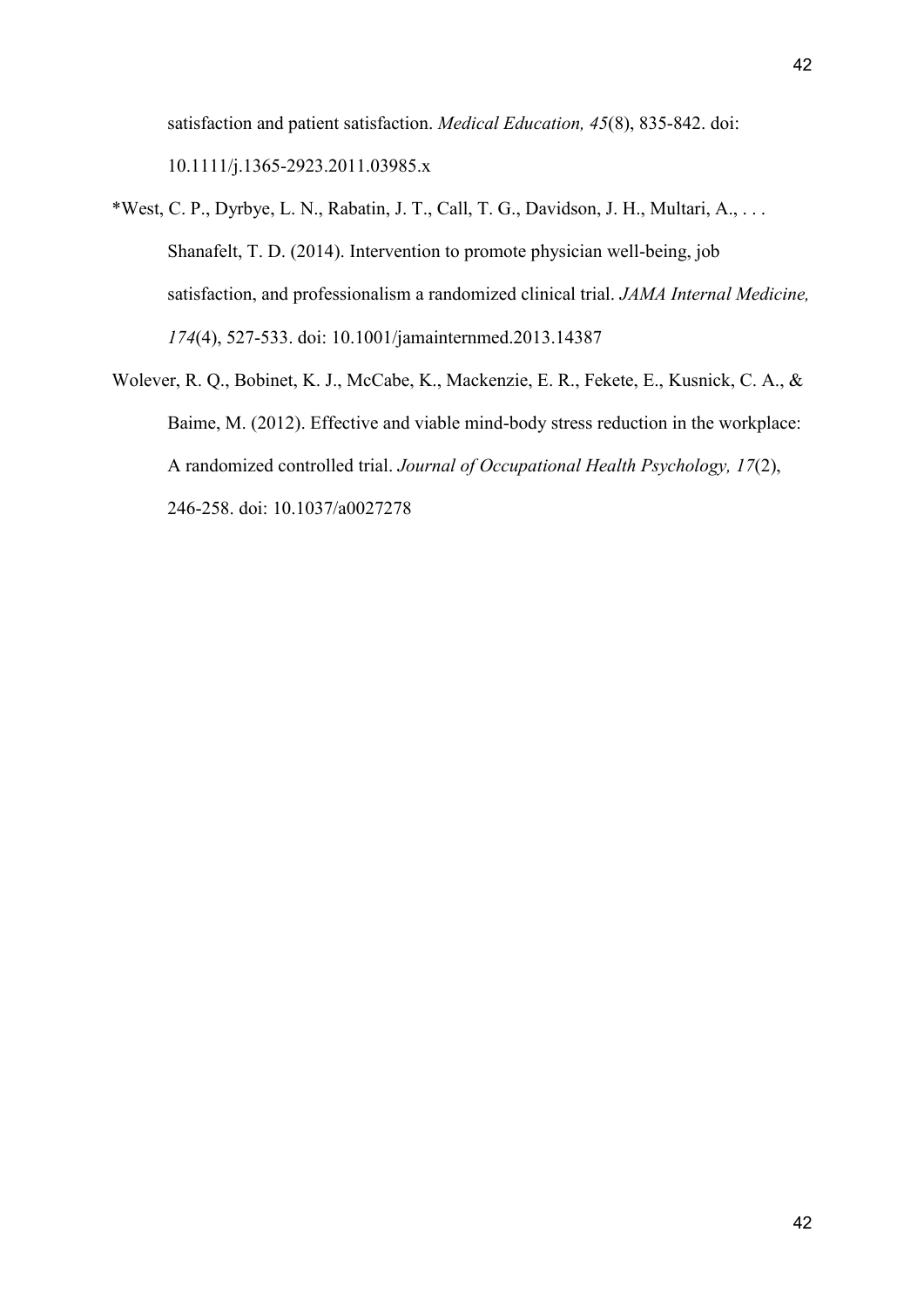satisfaction and patient satisfaction. *Medical Education, 45*(8), 835-842. doi: 10.1111/j.1365-2923.2011.03985.x

*West, C. P., Dyrbye, L. N., Rabatin, J. T., Call, T. G., Davidson, J. H., Multari, A., . . . Shanafelt, T. D. (2014). Intervention to promote physician well-being, job satisfaction, and professionalism a randomized clinical trial. *JAMA Internal Medicine, 174*(4), 527-533. doi: 10.1001/jamainternmed.2013.14387

Wolever, R. Q., Bobinet, K. J., McCabe, K., Mackenzie, E. R., Fekete, E., Kusnick, C. A., & Baime, M. (2012). Effective and viable mind-body stress reduction in the workplace: A randomized controlled trial. *Journal of Occupational Health Psychology, 17*(2), 246-258. doi: 10.1037/a0027278